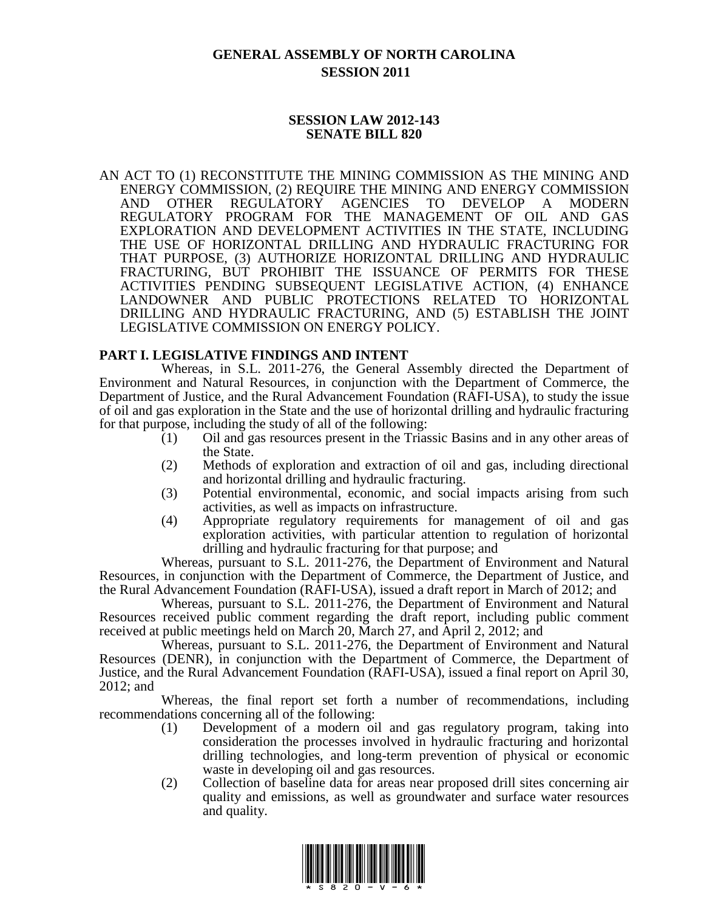# GENERAL ASSEMBLY OF NORTH CAROLINA
# SESSION 2011

## SESSION LAW 2012-143
## SENATE BILL 820

AN ACT TO (1) RECONSTITUTE THE MINING COMMISSION AS THE MINING AND ENERGY COMMISSION, (2) REQUIRE THE MINING AND ENERGY COMMISSION AND OTHER REGULATORY AGENCIES TO DEVELOP A MODERN REGULATORY PROGRAM FOR THE MANAGEMENT OF OIL AND GAS EXPLORATION AND DEVELOPMENT ACTIVITIES IN THE STATE, INCLUDING THE USE OF HORIZONTAL DRILLING AND HYDRAULIC FRACTURING FOR THAT PURPOSE, (3) AUTHORIZE HORIZONTAL DRILLING AND HYDRAULIC FRACTURING, BUT PROHIBIT THE ISSUANCE OF PERMITS FOR THESE ACTIVITIES PENDING SUBSEQUENT LEGISLATIVE ACTION, (4) ENHANCE LANDOWNER AND PUBLIC PROTECTIONS RELATED TO HORIZONTAL DRILLING AND HYDRAULIC FRACTURING, AND (5) ESTABLISH THE JOINT LEGISLATIVE COMMISSION ON ENERGY POLICY.

**PART I. LEGISLATIVE FINDINGS AND INTENT**

Whereas, in S.L. 2011-276, the General Assembly directed the Department of Environment and Natural Resources, in conjunction with the Department of Commerce, the Department of Justice, and the Rural Advancement Foundation (RAFI-USA), to study the issue of oil and gas exploration in the State and the use of horizontal drilling and hydraulic fracturing for that purpose, including the study of all of the following:

(1) Oil and gas resources present in the Triassic Basins and in any other areas of the State.
(2) Methods of exploration and extraction of oil and gas, including directional and horizontal drilling and hydraulic fracturing.
(3) Potential environmental, economic, and social impacts arising from such activities, as well as impacts on infrastructure.
(4) Appropriate regulatory requirements for management of oil and gas exploration activities, with particular attention to regulation of horizontal drilling and hydraulic fracturing for that purpose; and

Whereas, pursuant to S.L. 2011-276, the Department of Environment and Natural Resources, in conjunction with the Department of Commerce, the Department of Justice, and the Rural Advancement Foundation (RAFI-USA), issued a draft report in March of 2012; and

Whereas, pursuant to S.L. 2011-276, the Department of Environment and Natural Resources received public comment regarding the draft report, including public comment received at public meetings held on March 20, March 27, and April 2, 2012; and

Whereas, pursuant to S.L. 2011-276, the Department of Environment and Natural Resources (DENR), in conjunction with the Department of Commerce, the Department of Justice, and the Rural Advancement Foundation (RAFI-USA), issued a final report on April 30, 2012; and

Whereas, the final report set forth a number of recommendations, including recommendations concerning all of the following:

(1) Development of a modern oil and gas regulatory program, taking into consideration the processes involved in hydraulic fracturing and horizontal drilling technologies, and long-term prevention of physical or economic waste in developing oil and gas resources.
(2) Collection of baseline data for areas near proposed drill sites concerning air quality and emissions, as well as groundwater and surface water resources and quality.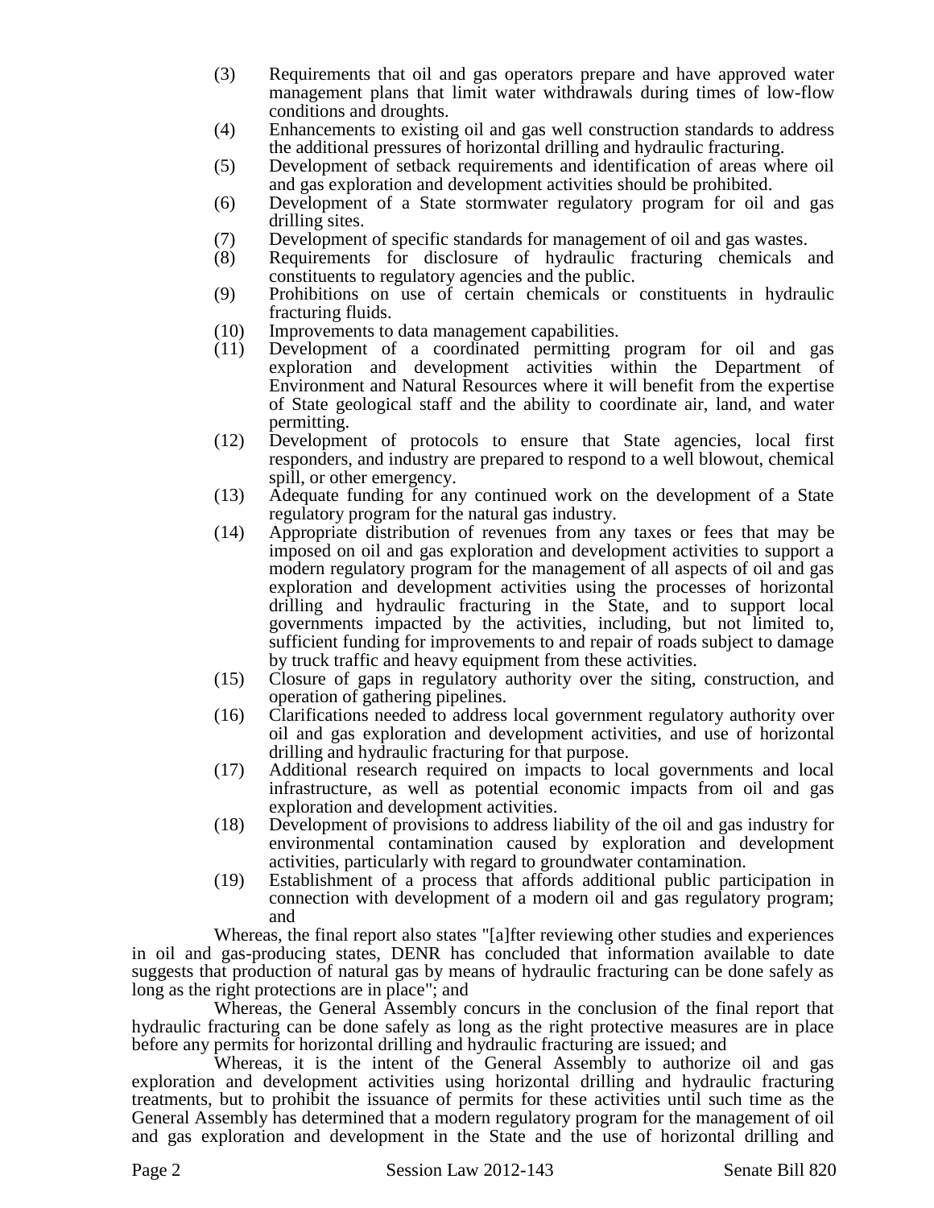(3) Requirements that oil and gas operators prepare and have approved water management plans that limit water withdrawals during times of low-flow conditions and droughts.

(4) Enhancements to existing oil and gas well construction standards to address the additional pressures of horizontal drilling and hydraulic fracturing.

(5) Development of setback requirements and identification of areas where oil and gas exploration and development activities should be prohibited.

(6) Development of a State stormwater regulatory program for oil and gas drilling sites.

(7) Development of specific standards for management of oil and gas wastes.

(8) Requirements for disclosure of hydraulic fracturing chemicals and constituents to regulatory agencies and the public.

(9) Prohibitions on use of certain chemicals or constituents in hydraulic fracturing fluids.

(10) Improvements to data management capabilities.

(11) Development of a coordinated permitting program for oil and gas exploration and development activities within the Department of Environment and Natural Resources where it will benefit from the expertise of State geological staff and the ability to coordinate air, land, and water permitting.

(12) Development of protocols to ensure that State agencies, local first responders, and industry are prepared to respond to a well blowout, chemical spill, or other emergency.

(13) Adequate funding for any continued work on the development of a State regulatory program for the natural gas industry.

(14) Appropriate distribution of revenues from any taxes or fees that may be imposed on oil and gas exploration and development activities to support a modern regulatory program for the management of all aspects of oil and gas exploration and development activities using the processes of horizontal drilling and hydraulic fracturing in the State, and to support local governments impacted by the activities, including, but not limited to, sufficient funding for improvements to and repair of roads subject to damage by truck traffic and heavy equipment from these activities.

(15) Closure of gaps in regulatory authority over the siting, construction, and operation of gathering pipelines.

(16) Clarifications needed to address local government regulatory authority over oil and gas exploration and development activities, and use of horizontal drilling and hydraulic fracturing for that purpose.

(17) Additional research required on impacts to local governments and local infrastructure, as well as potential economic impacts from oil and gas exploration and development activities.

(18) Development of provisions to address liability of the oil and gas industry for environmental contamination caused by exploration and development activities, particularly with regard to groundwater contamination.

(19) Establishment of a process that affords additional public participation in connection with development of a modern oil and gas regulatory program; and

Whereas, the final report also states "[a]fter reviewing other studies and experiences in oil and gas-producing states, DENR has concluded that information available to date suggests that production of natural gas by means of hydraulic fracturing can be done safely as long as the right protections are in place"; and

Whereas, the General Assembly concurs in the conclusion of the final report that hydraulic fracturing can be done safely as long as the right protective measures are in place before any permits for horizontal drilling and hydraulic fracturing are issued; and

Whereas, it is the intent of the General Assembly to authorize oil and gas exploration and development activities using horizontal drilling and hydraulic fracturing treatments, but to prohibit the issuance of permits for these activities until such time as the General Assembly has determined that a modern regulatory program for the management of oil and gas exploration and development in the State and the use of horizontal drilling and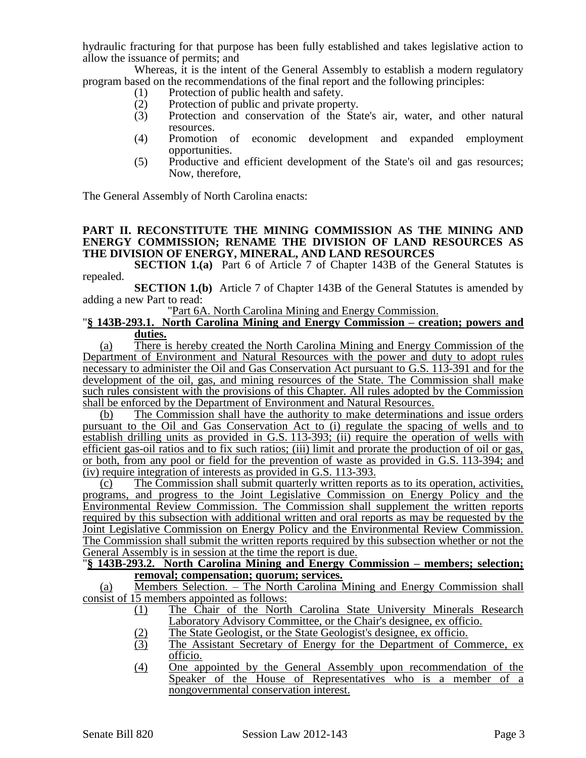hydraulic fracturing for that purpose has been fully established and takes legislative action to allow the issuance of permits; and

Whereas, it is the intent of the General Assembly to establish a modern regulatory program based on the recommendations of the final report and the following principles:

(1) Protection of public health and safety.
(2) Protection of public and private property.
(3) Protection and conservation of the State's air, water, and other natural resources.
(4) Promotion of economic development and expanded employment opportunities.
(5) Productive and efficient development of the State's oil and gas resources; Now, therefore,

The General Assembly of North Carolina enacts:

**PART II. RECONSTITUTE THE MINING COMMISSION AS THE MINING AND ENERGY COMMISSION; RENAME THE DIVISION OF LAND RESOURCES AS THE DIVISION OF ENERGY, MINERAL, AND LAND RESOURCES**

**SECTION 1.(a)** Part 6 of Article 7 of Chapter 143B of the General Statutes is repealed.

**SECTION 1.(b)** Article 7 of Chapter 143B of the General Statutes is amended by adding a new Part to read:

"Part 6A. North Carolina Mining and Energy Commission.

"**§ 143B-293.1. North Carolina Mining and Energy Commission – creation; powers and duties.**

(a) There is hereby created the North Carolina Mining and Energy Commission of the Department of Environment and Natural Resources with the power and duty to adopt rules necessary to administer the Oil and Gas Conservation Act pursuant to G.S. 113-391 and for the development of the oil, gas, and mining resources of the State. The Commission shall make such rules consistent with the provisions of this Chapter. All rules adopted by the Commission shall be enforced by the Department of Environment and Natural Resources.

(b) The Commission shall have the authority to make determinations and issue orders pursuant to the Oil and Gas Conservation Act to (i) regulate the spacing of wells and to establish drilling units as provided in G.S. 113-393; (ii) require the operation of wells with efficient gas-oil ratios and to fix such ratios; (iii) limit and prorate the production of oil or gas, or both, from any pool or field for the prevention of waste as provided in G.S. 113-394; and (iv) require integration of interests as provided in G.S. 113-393.

(c) The Commission shall submit quarterly written reports as to its operation, activities, programs, and progress to the Joint Legislative Commission on Energy Policy and the Environmental Review Commission. The Commission shall supplement the written reports required by this subsection with additional written and oral reports as may be requested by the Joint Legislative Commission on Energy Policy and the Environmental Review Commission. The Commission shall submit the written reports required by this subsection whether or not the General Assembly is in session at the time the report is due.

"**§ 143B-293.2. North Carolina Mining and Energy Commission – members; selection; removal; compensation; quorum; services.**

(a) Members Selection. – The North Carolina Mining and Energy Commission shall consist of 15 members appointed as follows:

(1) The Chair of the North Carolina State University Minerals Research Laboratory Advisory Committee, or the Chair's designee, ex officio.
(2) The State Geologist, or the State Geologist's designee, ex officio.
(3) The Assistant Secretary of Energy for the Department of Commerce, ex officio.
(4) One appointed by the General Assembly upon recommendation of the Speaker of the House of Representatives who is a member of a nongovernmental conservation interest.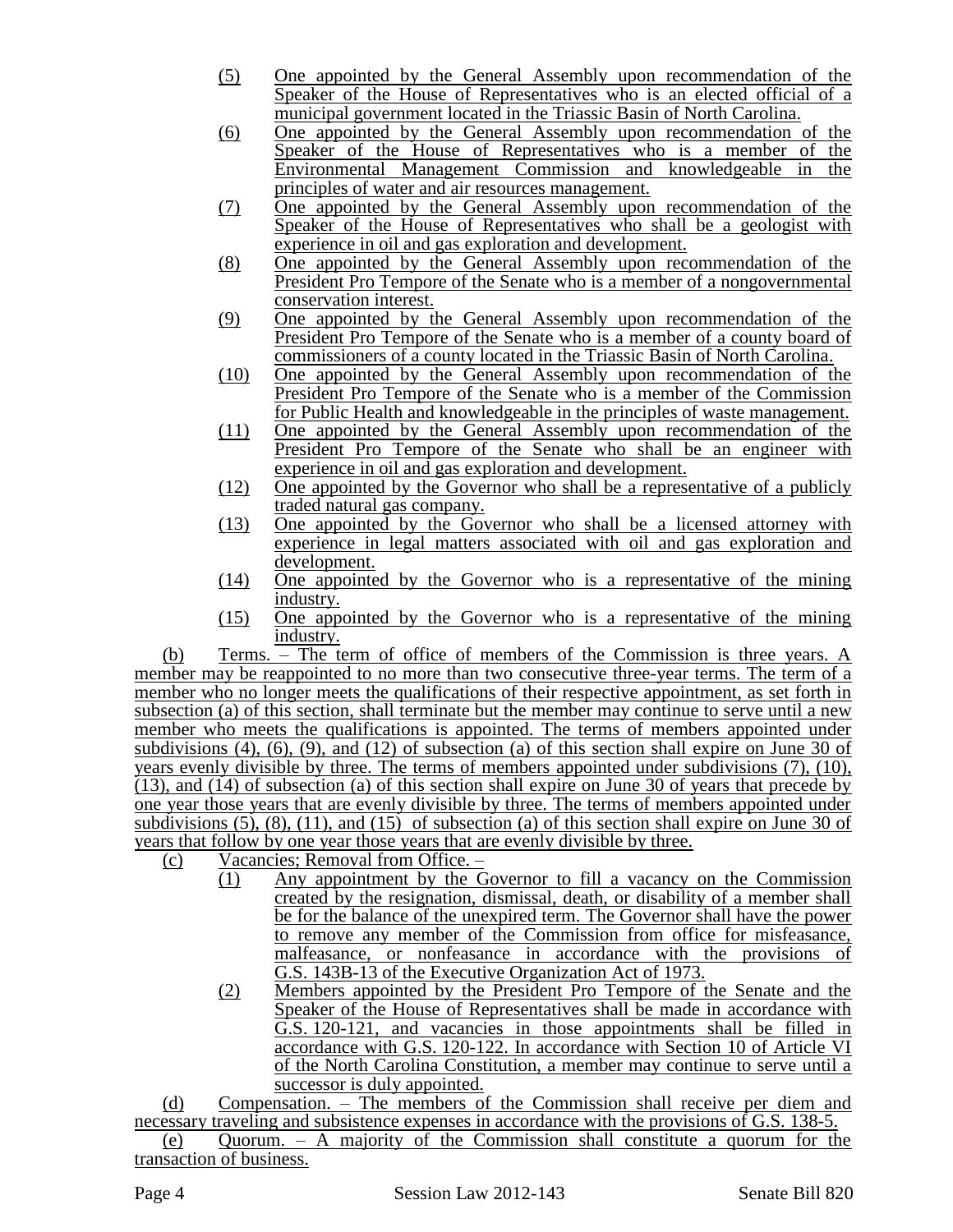(5) One appointed by the General Assembly upon recommendation of the Speaker of the House of Representatives who is an elected official of a municipal government located in the Triassic Basin of North Carolina.

(6) One appointed by the General Assembly upon recommendation of the Speaker of the House of Representatives who is a member of the Environmental Management Commission and knowledgeable in the principles of water and air resources management.

(7) One appointed by the General Assembly upon recommendation of the Speaker of the House of Representatives who shall be a geologist with experience in oil and gas exploration and development.

(8) One appointed by the General Assembly upon recommendation of the President Pro Tempore of the Senate who is a member of a nongovernmental conservation interest.

(9) One appointed by the General Assembly upon recommendation of the President Pro Tempore of the Senate who is a member of a county board of commissioners of a county located in the Triassic Basin of North Carolina.

(10) One appointed by the General Assembly upon recommendation of the President Pro Tempore of the Senate who is a member of the Commission for Public Health and knowledgeable in the principles of waste management.

(11) One appointed by the General Assembly upon recommendation of the President Pro Tempore of the Senate who shall be an engineer with experience in oil and gas exploration and development.

(12) One appointed by the Governor who shall be a representative of a publicly traded natural gas company.

(13) One appointed by the Governor who shall be a licensed attorney with experience in legal matters associated with oil and gas exploration and development.

(14) One appointed by the Governor who is a representative of the mining industry.

(15) One appointed by the Governor who is a representative of the mining industry.

(b) Terms. – The term of office of members of the Commission is three years. A member may be reappointed to no more than two consecutive three-year terms. The term of a member who no longer meets the qualifications of their respective appointment, as set forth in subsection (a) of this section, shall terminate but the member may continue to serve until a new member who meets the qualifications is appointed. The terms of members appointed under subdivisions (4), (6), (9), and (12) of subsection (a) of this section shall expire on June 30 of years evenly divisible by three. The terms of members appointed under subdivisions (7), (10), (13), and (14) of subsection (a) of this section shall expire on June 30 of years that precede by one year those years that are evenly divisible by three. The terms of members appointed under subdivisions (5), (8), (11), and (15) of subsection (a) of this section shall expire on June 30 of years that follow by one year those years that are evenly divisible by three.

(c) Vacancies; Removal from Office. –

(1) Any appointment by the Governor to fill a vacancy on the Commission created by the resignation, dismissal, death, or disability of a member shall be for the balance of the unexpired term. The Governor shall have the power to remove any member of the Commission from office for misfeasance, malfeasance, or nonfeasance in accordance with the provisions of G.S. 143B-13 of the Executive Organization Act of 1973.

(2) Members appointed by the President Pro Tempore of the Senate and the Speaker of the House of Representatives shall be made in accordance with G.S. 120-121, and vacancies in those appointments shall be filled in accordance with G.S. 120-122. In accordance with Section 10 of Article VI of the North Carolina Constitution, a member may continue to serve until a successor is duly appointed.

(d) Compensation. – The members of the Commission shall receive per diem and necessary traveling and subsistence expenses in accordance with the provisions of G.S. 138-5.

(e) Quorum. – A majority of the Commission shall constitute a quorum for the transaction of business.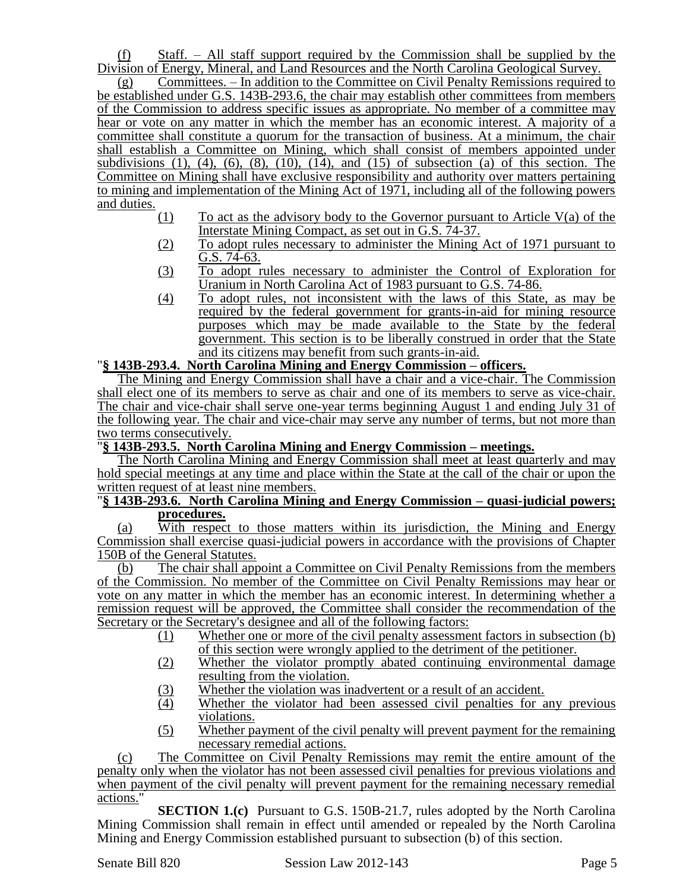(f) Staff. – All staff support required by the Commission shall be supplied by the Division of Energy, Mineral, and Land Resources and the North Carolina Geological Survey.

(g) Committees. – In addition to the Committee on Civil Penalty Remissions required to be established under G.S. 143B-293.6, the chair may establish other committees from members of the Commission to address specific issues as appropriate. No member of a committee may hear or vote on any matter in which the member has an economic interest. A majority of a committee shall constitute a quorum for the transaction of business. At a minimum, the chair shall establish a Committee on Mining, which shall consist of members appointed under subdivisions (1), (4), (6), (8), (10), (14), and (15) of subsection (a) of this section. The Committee on Mining shall have exclusive responsibility and authority over matters pertaining to mining and implementation of the Mining Act of 1971, including all of the following powers and duties.

- (1) To act as the advisory body to the Governor pursuant to Article V(a) of the Interstate Mining Compact, as set out in G.S. 74-37.
- (2) To adopt rules necessary to administer the Mining Act of 1971 pursuant to G.S. 74-63.
- (3) To adopt rules necessary to administer the Control of Exploration for Uranium in North Carolina Act of 1983 pursuant to G.S. 74-86.
- (4) To adopt rules, not inconsistent with the laws of this State, as may be required by the federal government for grants-in-aid for mining resource purposes which may be made available to the State by the federal government. This section is to be liberally construed in order that the State and its citizens may benefit from such grants-in-aid.

"**§ 143B-293.4. North Carolina Mining and Energy Commission – officers.**

The Mining and Energy Commission shall have a chair and a vice-chair. The Commission shall elect one of its members to serve as chair and one of its members to serve as vice-chair. The chair and vice-chair shall serve one-year terms beginning August 1 and ending July 31 of the following year. The chair and vice-chair may serve any number of terms, but not more than two terms consecutively.

"**§ 143B-293.5. North Carolina Mining and Energy Commission – meetings.**

The North Carolina Mining and Energy Commission shall meet at least quarterly and may hold special meetings at any time and place within the State at the call of the chair or upon the written request of at least nine members.

"**§ 143B-293.6. North Carolina Mining and Energy Commission – quasi-judicial powers; procedures.**

(a) With respect to those matters within its jurisdiction, the Mining and Energy Commission shall exercise quasi-judicial powers in accordance with the provisions of Chapter 150B of the General Statutes.

(b) The chair shall appoint a Committee on Civil Penalty Remissions from the members of the Commission. No member of the Committee on Civil Penalty Remissions may hear or vote on any matter in which the member has an economic interest. In determining whether a remission request will be approved, the Committee shall consider the recommendation of the Secretary or the Secretary's designee and all of the following factors:

- (1) Whether one or more of the civil penalty assessment factors in subsection (b) of this section were wrongly applied to the detriment of the petitioner.
- (2) Whether the violator promptly abated continuing environmental damage resulting from the violation.
- (3) Whether the violation was inadvertent or a result of an accident.
- (4) Whether the violator had been assessed civil penalties for any previous violations.
- (5) Whether payment of the civil penalty will prevent payment for the remaining necessary remedial actions.

(c) The Committee on Civil Penalty Remissions may remit the entire amount of the penalty only when the violator has not been assessed civil penalties for previous violations and when payment of the civil penalty will prevent payment for the remaining necessary remedial actions."

**SECTION 1.(c)** Pursuant to G.S. 150B-21.7, rules adopted by the North Carolina Mining Commission shall remain in effect until amended or repealed by the North Carolina Mining and Energy Commission established pursuant to subsection (b) of this section.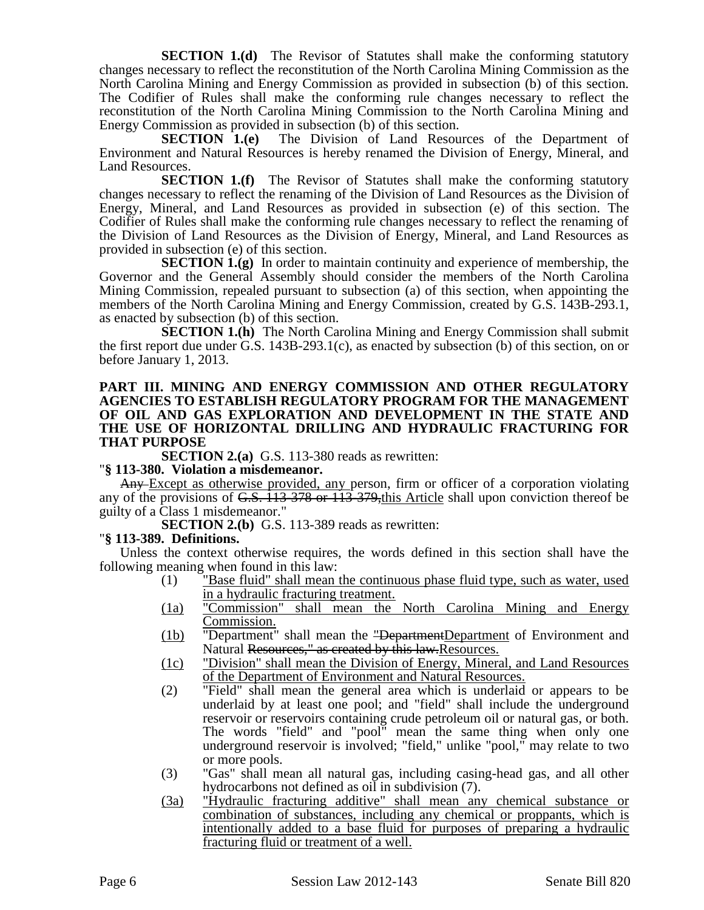**SECTION 1.(d)** The Revisor of Statutes shall make the conforming statutory changes necessary to reflect the reconstitution of the North Carolina Mining Commission as the North Carolina Mining and Energy Commission as provided in subsection (b) of this section. The Codifier of Rules shall make the conforming rule changes necessary to reflect the reconstitution of the North Carolina Mining Commission to the North Carolina Mining and Energy Commission as provided in subsection (b) of this section.

**SECTION 1.(e)** The Division of Land Resources of the Department of Environment and Natural Resources is hereby renamed the Division of Energy, Mineral, and Land Resources.

**SECTION 1.(f)** The Revisor of Statutes shall make the conforming statutory changes necessary to reflect the renaming of the Division of Land Resources as the Division of Energy, Mineral, and Land Resources as provided in subsection (e) of this section. The Codifier of Rules shall make the conforming rule changes necessary to reflect the renaming of the Division of Land Resources as the Division of Energy, Mineral, and Land Resources as provided in subsection (e) of this section.

**SECTION 1.(g)** In order to maintain continuity and experience of membership, the Governor and the General Assembly should consider the members of the North Carolina Mining Commission, repealed pursuant to subsection (a) of this section, when appointing the members of the North Carolina Mining and Energy Commission, created by G.S. 143B-293.1, as enacted by subsection (b) of this section.

**SECTION 1.(h)** The North Carolina Mining and Energy Commission shall submit the first report due under G.S. 143B-293.1(c), as enacted by subsection (b) of this section, on or before January 1, 2013.

**PART III. MINING AND ENERGY COMMISSION AND OTHER REGULATORY AGENCIES TO ESTABLISH REGULATORY PROGRAM FOR THE MANAGEMENT OF OIL AND GAS EXPLORATION AND DEVELOPMENT IN THE STATE AND THE USE OF HORIZONTAL DRILLING AND HYDRAULIC FRACTURING FOR THAT PURPOSE**

**SECTION 2.(a)** G.S. 113-380 reads as rewritten:

"**§ 113-380. Violation a misdemeanor.**

~~Any~~ <u>Except as otherwise provided, any</u> person, firm or officer of a corporation violating any of the provisions of ~~G.S. 113-378 or 113-379,~~<u>this Article</u> shall upon conviction thereof be guilty of a Class 1 misdemeanor."

**SECTION 2.(b)** G.S. 113-389 reads as rewritten:

"**§ 113-389. Definitions.**

Unless the context otherwise requires, the words defined in this section shall have the following meaning when found in this law:

(1) <u>"Base fluid" shall mean the continuous phase fluid type, such as water, used in a hydraulic fracturing treatment.</u>

<u>(1a)</u> <u>"Commission" shall mean the North Carolina Mining and Energy Commission.</u>

<u>(1b)</u> "Department" shall mean the ~~"Department~~<u>Department</u> of Environment and Natural ~~Resources," as created by this law.~~<u>Resources.</u>

<u>(1c)</u> <u>"Division" shall mean the Division of Energy, Mineral, and Land Resources of the Department of Environment and Natural Resources.</u>

(2) "Field" shall mean the general area which is underlaid or appears to be underlaid by at least one pool; and "field" shall include the underground reservoir or reservoirs containing crude petroleum oil or natural gas, or both. The words "field" and "pool" mean the same thing when only one underground reservoir is involved; "field," unlike "pool," may relate to two or more pools.

(3) "Gas" shall mean all natural gas, including casing-head gas, and all other hydrocarbons not defined as oil in subdivision (7).

<u>(3a)</u> <u>"Hydraulic fracturing additive" shall mean any chemical substance or combination of substances, including any chemical or proppants, which is intentionally added to a base fluid for purposes of preparing a hydraulic fracturing fluid or treatment of a well.</u>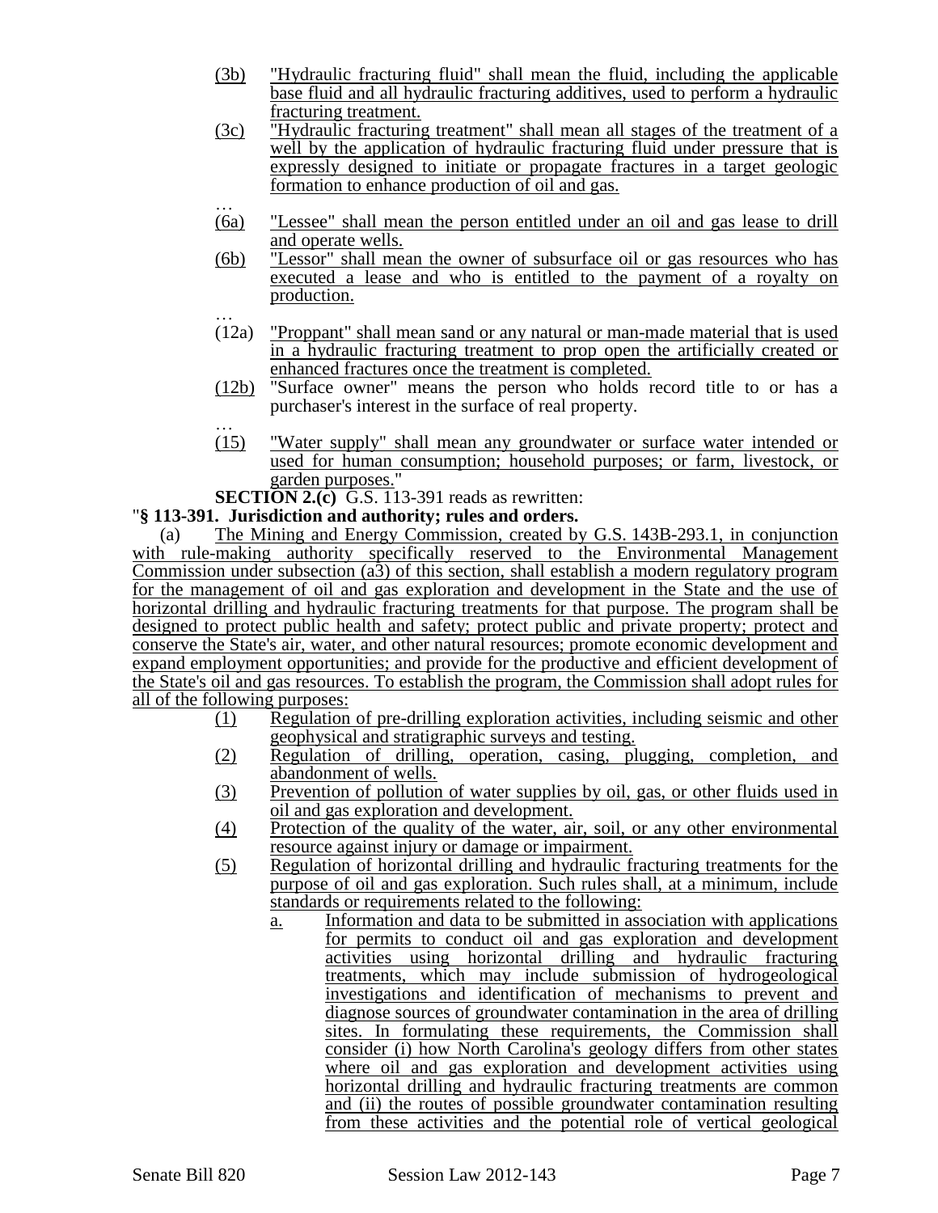(3b) "Hydraulic fracturing fluid" shall mean the fluid, including the applicable base fluid and all hydraulic fracturing additives, used to perform a hydraulic fracturing treatment.

(3c) "Hydraulic fracturing treatment" shall mean all stages of the treatment of a well by the application of hydraulic fracturing fluid under pressure that is expressly designed to initiate or propagate fractures in a target geologic formation to enhance production of oil and gas.

…

(6a) "Lessee" shall mean the person entitled under an oil and gas lease to drill and operate wells.

(6b) "Lessor" shall mean the owner of subsurface oil or gas resources who has executed a lease and who is entitled to the payment of a royalty on production.

…

(12a) "Proppant" shall mean sand or any natural or man-made material that is used in a hydraulic fracturing treatment to prop open the artificially created or enhanced fractures once the treatment is completed.

(12b) "Surface owner" means the person who holds record title to or has a purchaser's interest in the surface of real property.

…

(15) "Water supply" shall mean any groundwater or surface water intended or used for human consumption; household purposes; or farm, livestock, or garden purposes."

**SECTION 2.(c)** G.S. 113-391 reads as rewritten:

"**§ 113-391. Jurisdiction and authority; rules and orders.**

(a) The Mining and Energy Commission, created by G.S. 143B-293.1, in conjunction with rule-making authority specifically reserved to the Environmental Management Commission under subsection (a3) of this section, shall establish a modern regulatory program for the management of oil and gas exploration and development in the State and the use of horizontal drilling and hydraulic fracturing treatments for that purpose. The program shall be designed to protect public health and safety; protect public and private property; protect and conserve the State's air, water, and other natural resources; promote economic development and expand employment opportunities; and provide for the productive and efficient development of the State's oil and gas resources. To establish the program, the Commission shall adopt rules for all of the following purposes:

(1) Regulation of pre-drilling exploration activities, including seismic and other geophysical and stratigraphic surveys and testing.

(2) Regulation of drilling, operation, casing, plugging, completion, and abandonment of wells.

(3) Prevention of pollution of water supplies by oil, gas, or other fluids used in oil and gas exploration and development.

(4) Protection of the quality of the water, air, soil, or any other environmental resource against injury or damage or impairment.

(5) Regulation of horizontal drilling and hydraulic fracturing treatments for the purpose of oil and gas exploration. Such rules shall, at a minimum, include standards or requirements related to the following:

a. Information and data to be submitted in association with applications for permits to conduct oil and gas exploration and development activities using horizontal drilling and hydraulic fracturing treatments, which may include submission of hydrogeological investigations and identification of mechanisms to prevent and diagnose sources of groundwater contamination in the area of drilling sites. In formulating these requirements, the Commission shall consider (i) how North Carolina's geology differs from other states where oil and gas exploration and development activities using horizontal drilling and hydraulic fracturing treatments are common and (ii) the routes of possible groundwater contamination resulting from these activities and the potential role of vertical geological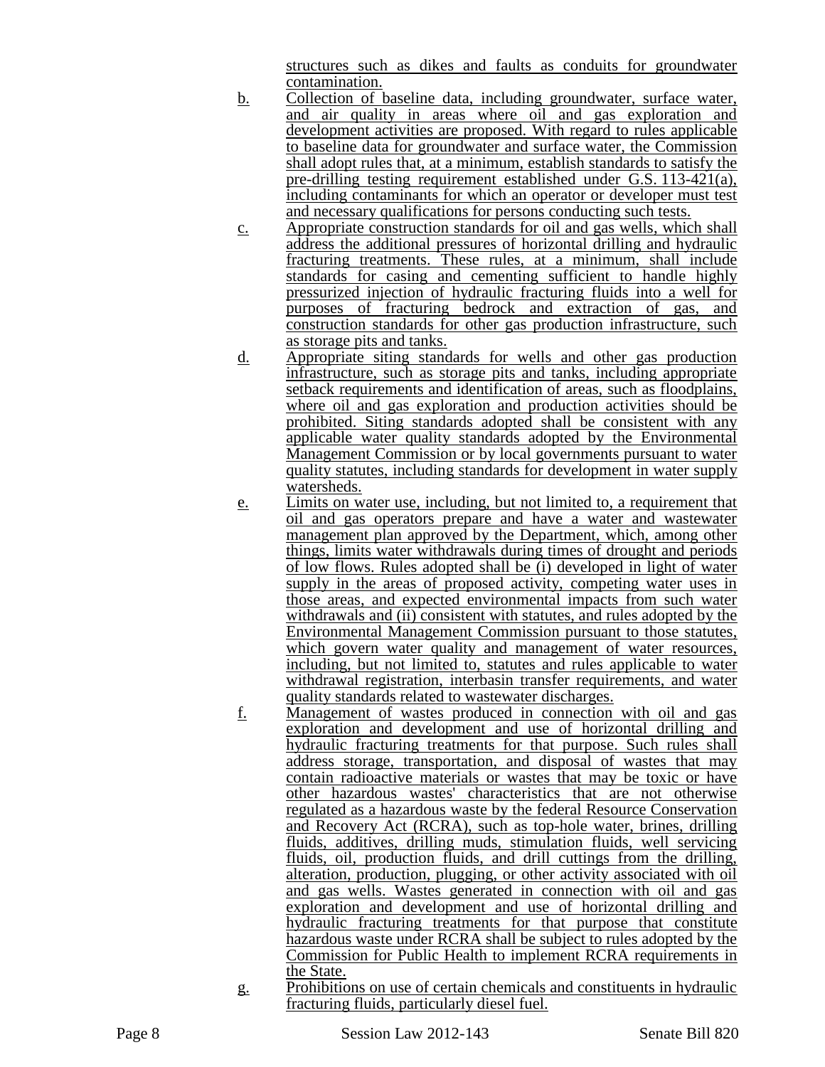structures such as dikes and faults as conduits for groundwater contamination.

b. Collection of baseline data, including groundwater, surface water, and air quality in areas where oil and gas exploration and development activities are proposed. With regard to rules applicable to baseline data for groundwater and surface water, the Commission shall adopt rules that, at a minimum, establish standards to satisfy the pre-drilling testing requirement established under G.S. 113-421(a), including contaminants for which an operator or developer must test and necessary qualifications for persons conducting such tests.

c. Appropriate construction standards for oil and gas wells, which shall address the additional pressures of horizontal drilling and hydraulic fracturing treatments. These rules, at a minimum, shall include standards for casing and cementing sufficient to handle highly pressurized injection of hydraulic fracturing fluids into a well for purposes of fracturing bedrock and extraction of gas, and construction standards for other gas production infrastructure, such as storage pits and tanks.

d. Appropriate siting standards for wells and other gas production infrastructure, such as storage pits and tanks, including appropriate setback requirements and identification of areas, such as floodplains, where oil and gas exploration and production activities should be prohibited. Siting standards adopted shall be consistent with any applicable water quality standards adopted by the Environmental Management Commission or by local governments pursuant to water quality statutes, including standards for development in water supply watersheds.

e. Limits on water use, including, but not limited to, a requirement that oil and gas operators prepare and have a water and wastewater management plan approved by the Department, which, among other things, limits water withdrawals during times of drought and periods of low flows. Rules adopted shall be (i) developed in light of water supply in the areas of proposed activity, competing water uses in those areas, and expected environmental impacts from such water withdrawals and (ii) consistent with statutes, and rules adopted by the Environmental Management Commission pursuant to those statutes, which govern water quality and management of water resources, including, but not limited to, statutes and rules applicable to water withdrawal registration, interbasin transfer requirements, and water quality standards related to wastewater discharges.

f. Management of wastes produced in connection with oil and gas exploration and development and use of horizontal drilling and hydraulic fracturing treatments for that purpose. Such rules shall address storage, transportation, and disposal of wastes that may contain radioactive materials or wastes that may be toxic or have other hazardous wastes' characteristics that are not otherwise regulated as a hazardous waste by the federal Resource Conservation and Recovery Act (RCRA), such as top-hole water, brines, drilling fluids, additives, drilling muds, stimulation fluids, well servicing fluids, oil, production fluids, and drill cuttings from the drilling, alteration, production, plugging, or other activity associated with oil and gas wells. Wastes generated in connection with oil and gas exploration and development and use of horizontal drilling and hydraulic fracturing treatments for that purpose that constitute hazardous waste under RCRA shall be subject to rules adopted by the Commission for Public Health to implement RCRA requirements in the State.

g. Prohibitions on use of certain chemicals and constituents in hydraulic fracturing fluids, particularly diesel fuel.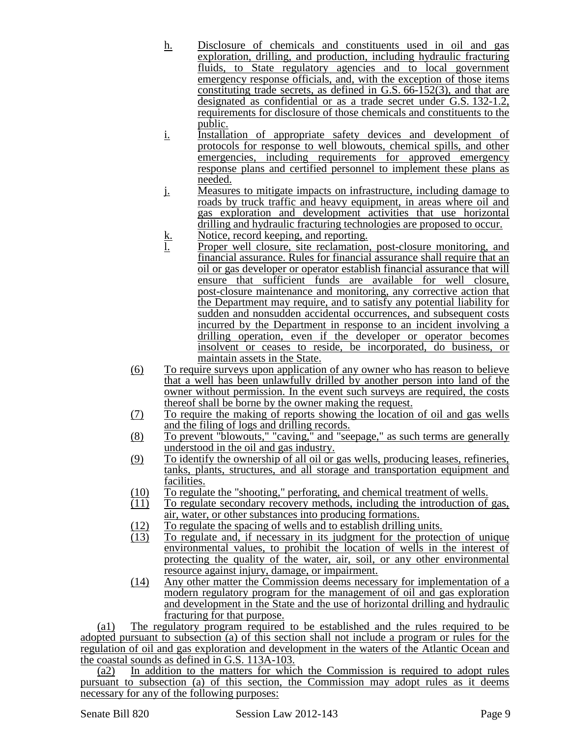h. Disclosure of chemicals and constituents used in oil and gas exploration, drilling, and production, including hydraulic fracturing fluids, to State regulatory agencies and to local government emergency response officials, and, with the exception of those items constituting trade secrets, as defined in G.S. 66-152(3), and that are designated as confidential or as a trade secret under G.S. 132-1.2, requirements for disclosure of those chemicals and constituents to the public.

i. Installation of appropriate safety devices and development of protocols for response to well blowouts, chemical spills, and other emergencies, including requirements for approved emergency response plans and certified personnel to implement these plans as needed.

j. Measures to mitigate impacts on infrastructure, including damage to roads by truck traffic and heavy equipment, in areas where oil and gas exploration and development activities that use horizontal drilling and hydraulic fracturing technologies are proposed to occur.

k. Notice, record keeping, and reporting.

l. Proper well closure, site reclamation, post-closure monitoring, and financial assurance. Rules for financial assurance shall require that an oil or gas developer or operator establish financial assurance that will ensure that sufficient funds are available for well closure, post-closure maintenance and monitoring, any corrective action that the Department may require, and to satisfy any potential liability for sudden and nonsudden accidental occurrences, and subsequent costs incurred by the Department in response to an incident involving a drilling operation, even if the developer or operator becomes insolvent or ceases to reside, be incorporated, do business, or maintain assets in the State.

(6) To require surveys upon application of any owner who has reason to believe that a well has been unlawfully drilled by another person into land of the owner without permission. In the event such surveys are required, the costs thereof shall be borne by the owner making the request.

(7) To require the making of reports showing the location of oil and gas wells and the filing of logs and drilling records.

(8) To prevent "blowouts," "caving," and "seepage," as such terms are generally understood in the oil and gas industry.

(9) To identify the ownership of all oil or gas wells, producing leases, refineries, tanks, plants, structures, and all storage and transportation equipment and facilities.

(10) To regulate the "shooting," perforating, and chemical treatment of wells.

(11) To regulate secondary recovery methods, including the introduction of gas, air, water, or other substances into producing formations.

(12) To regulate the spacing of wells and to establish drilling units.

(13) To regulate and, if necessary in its judgment for the protection of unique environmental values, to prohibit the location of wells in the interest of protecting the quality of the water, air, soil, or any other environmental resource against injury, damage, or impairment.

(14) Any other matter the Commission deems necessary for implementation of a modern regulatory program for the management of oil and gas exploration and development in the State and the use of horizontal drilling and hydraulic fracturing for that purpose.

(a1) The regulatory program required to be established and the rules required to be adopted pursuant to subsection (a) of this section shall not include a program or rules for the regulation of oil and gas exploration and development in the waters of the Atlantic Ocean and the coastal sounds as defined in G.S. 113A-103.

(a2) In addition to the matters for which the Commission is required to adopt rules pursuant to subsection (a) of this section, the Commission may adopt rules as it deems necessary for any of the following purposes: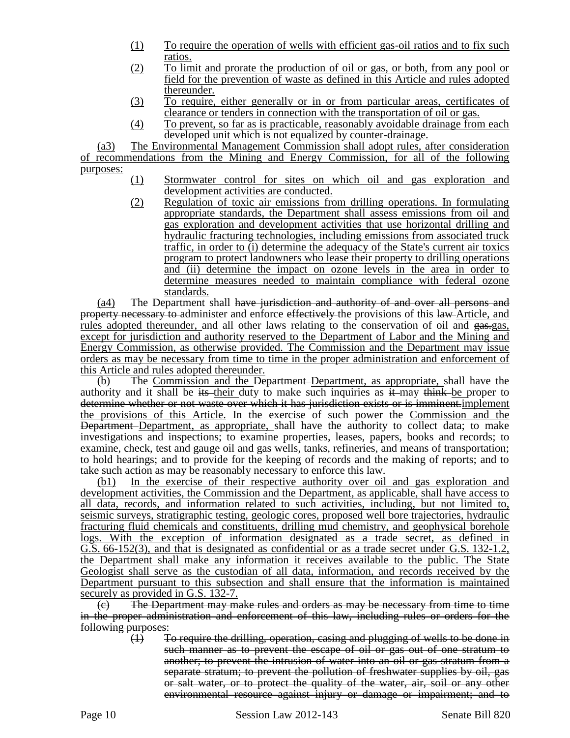(1) To require the operation of wells with efficient gas-oil ratios and to fix such ratios.

(2) To limit and prorate the production of oil or gas, or both, from any pool or field for the prevention of waste as defined in this Article and rules adopted thereunder.

(3) To require, either generally or in or from particular areas, certificates of clearance or tenders in connection with the transportation of oil or gas.

(4) To prevent, so far as is practicable, reasonably avoidable drainage from each developed unit which is not equalized by counter-drainage.

(a3) The Environmental Management Commission shall adopt rules, after consideration of recommendations from the Mining and Energy Commission, for all of the following purposes:

(1) Stormwater control for sites on which oil and gas exploration and development activities are conducted.

(2) Regulation of toxic air emissions from drilling operations. In formulating appropriate standards, the Department shall assess emissions from oil and gas exploration and development activities that use horizontal drilling and hydraulic fracturing technologies, including emissions from associated truck traffic, in order to (i) determine the adequacy of the State's current air toxics program to protect landowners who lease their property to drilling operations and (ii) determine the impact on ozone levels in the area in order to determine measures needed to maintain compliance with federal ozone standards.

(a4) The Department shall ~~have jurisdiction and authority of and over all persons and property necessary to~~ administer and enforce ~~effectively~~ the provisions of this ~~law~~ Article, and rules adopted thereunder, and all other laws relating to the conservation of oil and ~~gas.~~gas, except for jurisdiction and authority reserved to the Department of Labor and the Mining and Energy Commission, as otherwise provided. The Commission and the Department may issue orders as may be necessary from time to time in the proper administration and enforcement of this Article and rules adopted thereunder.

(b) The Commission and the ~~Department~~ Department, as appropriate, shall have the authority and it shall be ~~its~~ their duty to make such inquiries as ~~it~~ may ~~think~~ be proper to ~~determine whether or not waste over which it has jurisdiction exists or is imminent.~~implement the provisions of this Article. In the exercise of such power the Commission and the ~~Department~~ Department, as appropriate, shall have the authority to collect data; to make investigations and inspections; to examine properties, leases, papers, books and records; to examine, check, test and gauge oil and gas wells, tanks, refineries, and means of transportation; to hold hearings; and to provide for the keeping of records and the making of reports; and to take such action as may be reasonably necessary to enforce this law.

(b1) In the exercise of their respective authority over oil and gas exploration and development activities, the Commission and the Department, as applicable, shall have access to all data, records, and information related to such activities, including, but not limited to, seismic surveys, stratigraphic testing, geologic cores, proposed well bore trajectories, hydraulic fracturing fluid chemicals and constituents, drilling mud chemistry, and geophysical borehole logs. With the exception of information designated as a trade secret, as defined in G.S. 66-152(3), and that is designated as confidential or as a trade secret under G.S. 132-1.2, the Department shall make any information it receives available to the public. The State Geologist shall serve as the custodian of all data, information, and records received by the Department pursuant to this subsection and shall ensure that the information is maintained securely as provided in G.S. 132-7.

~~(c) The Department may make rules and orders as may be necessary from time to time in the proper administration and enforcement of this law, including rules or orders for the following purposes:~~

~~(1) To require the drilling, operation, casing and plugging of wells to be done in such manner as to prevent the escape of oil or gas out of one stratum to another; to prevent the intrusion of water into an oil or gas stratum from a separate stratum; to prevent the pollution of freshwater supplies by oil, gas or salt water, or to protect the quality of the water, air, soil or any other environmental resource against injury or damage or impairment; and to~~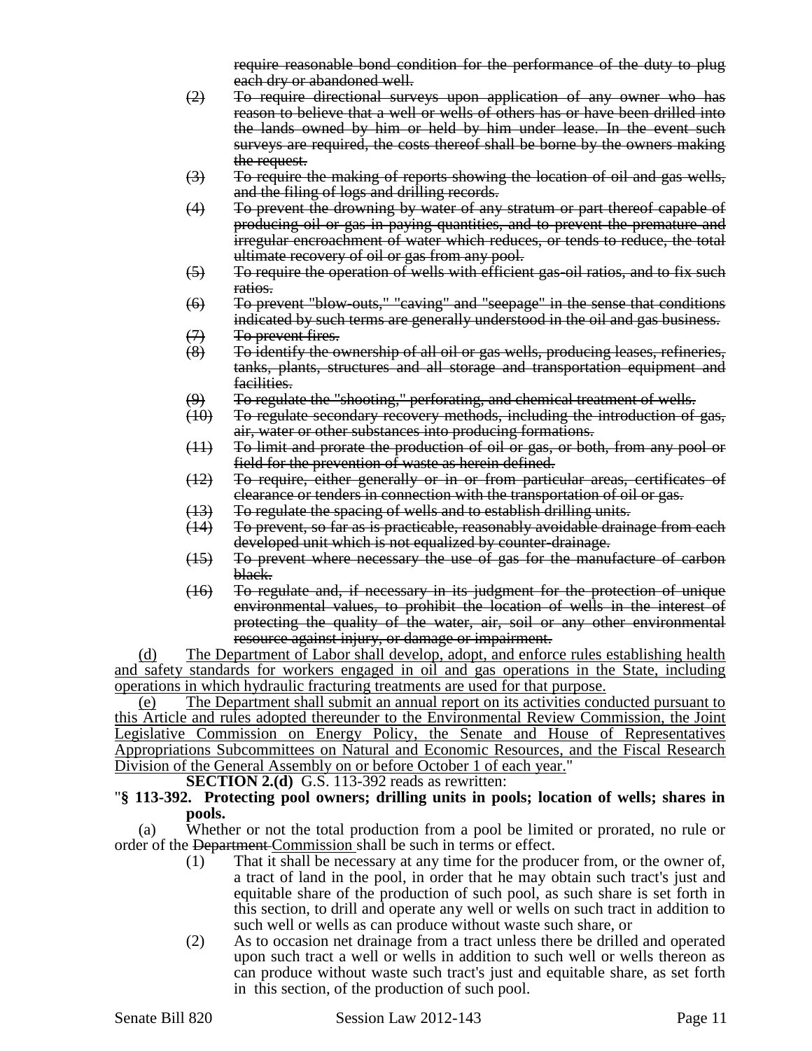~~require reasonable bond condition for the performance of the duty to plug each dry or abandoned well.~~

~~(2) To require directional surveys upon application of any owner who has reason to believe that a well or wells of others has or have been drilled into the lands owned by him or held by him under lease. In the event such surveys are required, the costs thereof shall be borne by the owners making the request.~~

~~(3) To require the making of reports showing the location of oil and gas wells, and the filing of logs and drilling records.~~

~~(4) To prevent the drowning by water of any stratum or part thereof capable of producing oil or gas in paying quantities, and to prevent the premature and irregular encroachment of water which reduces, or tends to reduce, the total ultimate recovery of oil or gas from any pool.~~

~~(5) To require the operation of wells with efficient gas-oil ratios, and to fix such ratios.~~

~~(6) To prevent "blow-outs," "caving" and "seepage" in the sense that conditions indicated by such terms are generally understood in the oil and gas business.~~

~~(7) To prevent fires.~~

~~(8) To identify the ownership of all oil or gas wells, producing leases, refineries, tanks, plants, structures and all storage and transportation equipment and facilities.~~

~~(9) To regulate the "shooting," perforating, and chemical treatment of wells.~~

~~(10) To regulate secondary recovery methods, including the introduction of gas, air, water or other substances into producing formations.~~

~~(11) To limit and prorate the production of oil or gas, or both, from any pool or field for the prevention of waste as herein defined.~~

~~(12) To require, either generally or in or from particular areas, certificates of clearance or tenders in connection with the transportation of oil or gas.~~

~~(13) To regulate the spacing of wells and to establish drilling units.~~

~~(14) To prevent, so far as is practicable, reasonably avoidable drainage from each developed unit which is not equalized by counter-drainage.~~

~~(15) To prevent where necessary the use of gas for the manufacture of carbon black.~~

~~(16) To regulate and, if necessary in its judgment for the protection of unique environmental values, to prohibit the location of wells in the interest of protecting the quality of the water, air, soil or any other environmental resource against injury, or damage or impairment.~~

<u>(d) The Department of Labor shall develop, adopt, and enforce rules establishing health and safety standards for workers engaged in oil and gas operations in the State, including operations in which hydraulic fracturing treatments are used for that purpose.</u>

<u>(e) The Department shall submit an annual report on its activities conducted pursuant to this Article and rules adopted thereunder to the Environmental Review Commission, the Joint Legislative Commission on Energy Policy, the Senate and House of Representatives Appropriations Subcommittees on Natural and Economic Resources, and the Fiscal Research Division of the General Assembly on or before October 1 of each year.</u>"

**SECTION 2.(d)** G.S. 113-392 reads as rewritten:

"**§ 113-392. Protecting pool owners; drilling units in pools; location of wells; shares in pools.**

(a) Whether or not the total production from a pool be limited or prorated, no rule or order of the ~~Department~~ <u>Commission</u> shall be such in terms or effect.

(1) That it shall be necessary at any time for the producer from, or the owner of, a tract of land in the pool, in order that he may obtain such tract's just and equitable share of the production of such pool, as such share is set forth in this section, to drill and operate any well or wells on such tract in addition to such well or wells as can produce without waste such share, or

(2) As to occasion net drainage from a tract unless there be drilled and operated upon such tract a well or wells in addition to such well or wells thereon as can produce without waste such tract's just and equitable share, as set forth in this section, of the production of such pool.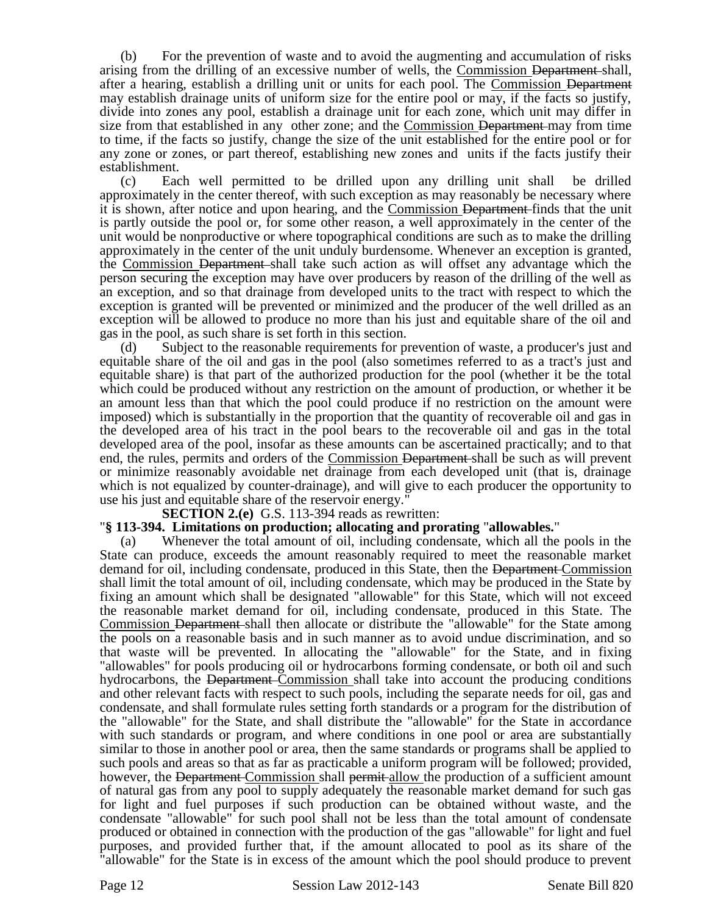(b) For the prevention of waste and to avoid the augmenting and accumulation of risks arising from the drilling of an excessive number of wells, the Commission ~~Department~~ shall, after a hearing, establish a drilling unit or units for each pool. The Commission ~~Department~~ may establish drainage units of uniform size for the entire pool or may, if the facts so justify, divide into zones any pool, establish a drainage unit for each zone, which unit may differ in size from that established in any other zone; and the Commission ~~Department~~ may from time to time, if the facts so justify, change the size of the unit established for the entire pool or for any zone or zones, or part thereof, establishing new zones and units if the facts justify their establishment.

(c) Each well permitted to be drilled upon any drilling unit shall be drilled approximately in the center thereof, with such exception as may reasonably be necessary where it is shown, after notice and upon hearing, and the Commission ~~Department~~ finds that the unit is partly outside the pool or, for some other reason, a well approximately in the center of the unit would be nonproductive or where topographical conditions are such as to make the drilling approximately in the center of the unit unduly burdensome. Whenever an exception is granted, the Commission ~~Department~~ shall take such action as will offset any advantage which the person securing the exception may have over producers by reason of the drilling of the well as an exception, and so that drainage from developed units to the tract with respect to which the exception is granted will be prevented or minimized and the producer of the well drilled as an exception will be allowed to produce no more than his just and equitable share of the oil and gas in the pool, as such share is set forth in this section.

(d) Subject to the reasonable requirements for prevention of waste, a producer's just and equitable share of the oil and gas in the pool (also sometimes referred to as a tract's just and equitable share) is that part of the authorized production for the pool (whether it be the total which could be produced without any restriction on the amount of production, or whether it be an amount less than that which the pool could produce if no restriction on the amount were imposed) which is substantially in the proportion that the quantity of recoverable oil and gas in the developed area of his tract in the pool bears to the recoverable oil and gas in the total developed area of the pool, insofar as these amounts can be ascertained practically; and to that end, the rules, permits and orders of the Commission ~~Department~~ shall be such as will prevent or minimize reasonably avoidable net drainage from each developed unit (that is, drainage which is not equalized by counter-drainage), and will give to each producer the opportunity to use his just and equitable share of the reservoir energy."

**SECTION 2.(e)** G.S. 113-394 reads as rewritten:

"**§ 113-394. Limitations on production; allocating and prorating "allowables."**

(a) Whenever the total amount of oil, including condensate, which all the pools in the State can produce, exceeds the amount reasonably required to meet the reasonable market demand for oil, including condensate, produced in this State, then the ~~Department~~ Commission shall limit the total amount of oil, including condensate, which may be produced in the State by fixing an amount which shall be designated "allowable" for this State, which will not exceed the reasonable market demand for oil, including condensate, produced in this State. The Commission ~~Department~~ shall then allocate or distribute the "allowable" for the State among the pools on a reasonable basis and in such manner as to avoid undue discrimination, and so that waste will be prevented. In allocating the "allowable" for the State, and in fixing "allowables" for pools producing oil or hydrocarbons forming condensate, or both oil and such hydrocarbons, the ~~Department~~ Commission shall take into account the producing conditions and other relevant facts with respect to such pools, including the separate needs for oil, gas and condensate, and shall formulate rules setting forth standards or a program for the distribution of the "allowable" for the State, and shall distribute the "allowable" for the State in accordance with such standards or program, and where conditions in one pool or area are substantially similar to those in another pool or area, then the same standards or programs shall be applied to such pools and areas so that as far as practicable a uniform program will be followed; provided, however, the ~~Department~~ Commission shall ~~permit~~ allow the production of a sufficient amount of natural gas from any pool to supply adequately the reasonable market demand for such gas for light and fuel purposes if such production can be obtained without waste, and the condensate "allowable" for such pool shall not be less than the total amount of condensate produced or obtained in connection with the production of the gas "allowable" for light and fuel purposes, and provided further that, if the amount allocated to pool as its share of the "allowable" for the State is in excess of the amount which the pool should produce to prevent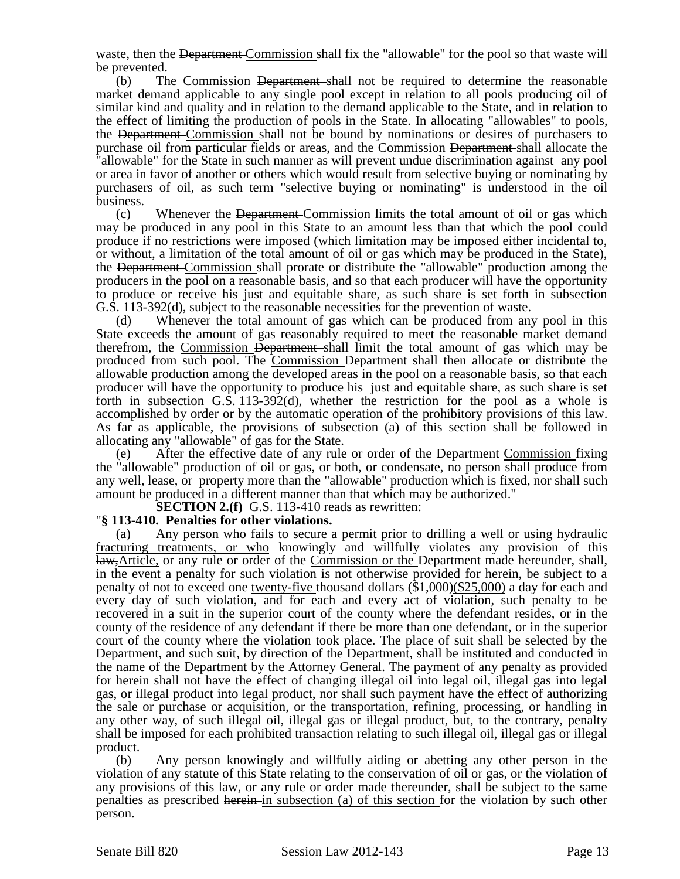waste, then the ~~Department~~ Commission shall fix the "allowable" for the pool so that waste will be prevented.

(b) The Commission ~~Department~~ shall not be required to determine the reasonable market demand applicable to any single pool except in relation to all pools producing oil of similar kind and quality and in relation to the demand applicable to the State, and in relation to the effect of limiting the production of pools in the State. In allocating "allowables" to pools, the ~~Department~~ Commission shall not be bound by nominations or desires of purchasers to purchase oil from particular fields or areas, and the Commission ~~Department~~ shall allocate the "allowable" for the State in such manner as will prevent undue discrimination against any pool or area in favor of another or others which would result from selective buying or nominating by purchasers of oil, as such term "selective buying or nominating" is understood in the oil business.

(c) Whenever the ~~Department~~ Commission limits the total amount of oil or gas which may be produced in any pool in this State to an amount less than that which the pool could produce if no restrictions were imposed (which limitation may be imposed either incidental to, or without, a limitation of the total amount of oil or gas which may be produced in the State), the ~~Department~~ Commission shall prorate or distribute the "allowable" production among the producers in the pool on a reasonable basis, and so that each producer will have the opportunity to produce or receive his just and equitable share, as such share is set forth in subsection G.S. 113-392(d), subject to the reasonable necessities for the prevention of waste.

(d) Whenever the total amount of gas which can be produced from any pool in this State exceeds the amount of gas reasonably required to meet the reasonable market demand therefrom, the Commission ~~Department~~ shall limit the total amount of gas which may be produced from such pool. The Commission ~~Department~~ shall then allocate or distribute the allowable production among the developed areas in the pool on a reasonable basis, so that each producer will have the opportunity to produce his just and equitable share, as such share is set forth in subsection G.S. 113-392(d), whether the restriction for the pool as a whole is accomplished by order or by the automatic operation of the prohibitory provisions of this law. As far as applicable, the provisions of subsection (a) of this section shall be followed in allocating any "allowable" of gas for the State.

(e) After the effective date of any rule or order of the ~~Department~~ Commission fixing the "allowable" production of oil or gas, or both, or condensate, no person shall produce from any well, lease, or property more than the "allowable" production which is fixed, nor shall such amount be produced in a different manner than that which may be authorized."

**SECTION 2.(f)** G.S. 113-410 reads as rewritten:

"**§ 113-410. Penalties for other violations.**

(a) Any person who fails to secure a permit prior to drilling a well or using hydraulic fracturing treatments, or who knowingly and willfully violates any provision of this ~~law,~~Article, or any rule or order of the Commission or the Department made hereunder, shall, in the event a penalty for such violation is not otherwise provided for herein, be subject to a penalty of not to exceed ~~one~~ twenty-five thousand dollars ~~($1,000)~~($25,000) a day for each and every day of such violation, and for each and every act of violation, such penalty to be recovered in a suit in the superior court of the county where the defendant resides, or in the county of the residence of any defendant if there be more than one defendant, or in the superior court of the county where the violation took place. The place of suit shall be selected by the Department, and such suit, by direction of the Department, shall be instituted and conducted in the name of the Department by the Attorney General. The payment of any penalty as provided for herein shall not have the effect of changing illegal oil into legal oil, illegal gas into legal gas, or illegal product into legal product, nor shall such payment have the effect of authorizing the sale or purchase or acquisition, or the transportation, refining, processing, or handling in any other way, of such illegal oil, illegal gas or illegal product, but, to the contrary, penalty shall be imposed for each prohibited transaction relating to such illegal oil, illegal gas or illegal product.

(b) Any person knowingly and willfully aiding or abetting any other person in the violation of any statute of this State relating to the conservation of oil or gas, or the violation of any provisions of this law, or any rule or order made thereunder, shall be subject to the same penalties as prescribed ~~herein~~ in subsection (a) of this section for the violation by such other person.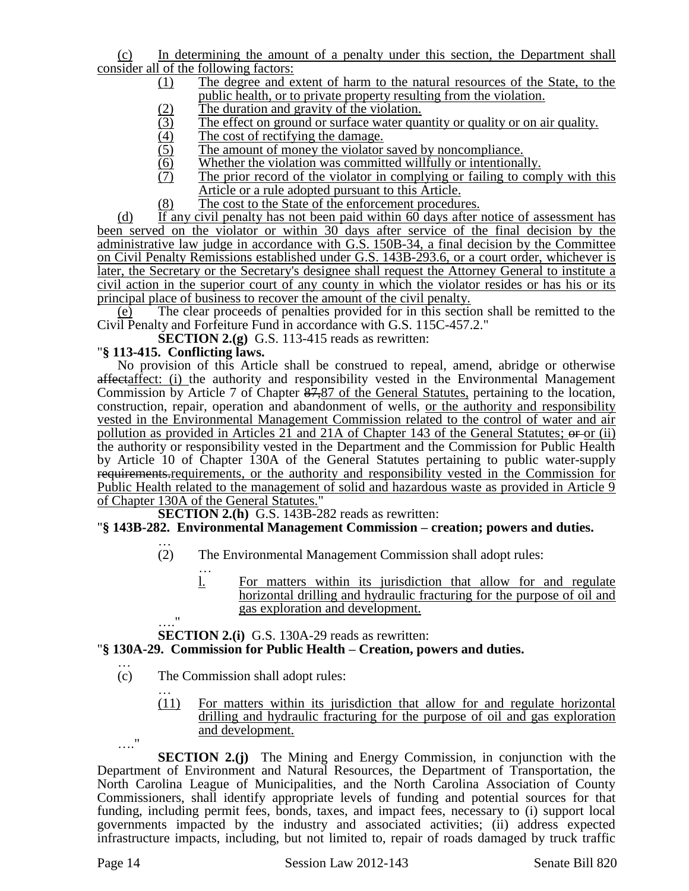(c) In determining the amount of a penalty under this section, the Department shall consider all of the following factors:

(1) The degree and extent of harm to the natural resources of the State, to the public health, or to private property resulting from the violation.

(2) The duration and gravity of the violation.

(3) The effect on ground or surface water quantity or quality or on air quality.

(4) The cost of rectifying the damage.

(5) The amount of money the violator saved by noncompliance.

(6) Whether the violation was committed willfully or intentionally.

(7) The prior record of the violator in complying or failing to comply with this Article or a rule adopted pursuant to this Article.

(8) The cost to the State of the enforcement procedures.

(d) If any civil penalty has not been paid within 60 days after notice of assessment has been served on the violator or within 30 days after service of the final decision by the administrative law judge in accordance with G.S. 150B-34, a final decision by the Committee on Civil Penalty Remissions established under G.S. 143B-293.6, or a court order, whichever is later, the Secretary or the Secretary's designee shall request the Attorney General to institute a civil action in the superior court of any county in which the violator resides or has his or its principal place of business to recover the amount of the civil penalty.

(e) The clear proceeds of penalties provided for in this section shall be remitted to the Civil Penalty and Forfeiture Fund in accordance with G.S. 115C-457.2."

**SECTION 2.(g)** G.S. 113-415 reads as rewritten:

"**§ 113-415. Conflicting laws.**

No provision of this Article shall be construed to repeal, amend, abridge or otherwise ~~affect~~affect: (i) the authority and responsibility vested in the Environmental Management Commission by Article 7 of Chapter ~~87,~~87 of the General Statutes, pertaining to the location, construction, repair, operation and abandonment of wells, or the authority and responsibility vested in the Environmental Management Commission related to the control of water and air pollution as provided in Articles 21 and 21A of Chapter 143 of the General Statutes; ~~or~~ or (ii) the authority or responsibility vested in the Department and the Commission for Public Health by Article 10 of Chapter 130A of the General Statutes pertaining to public water-supply ~~requirements.~~requirements, or the authority and responsibility vested in the Commission for Public Health related to the management of solid and hazardous waste as provided in Article 9 of Chapter 130A of the General Statutes."

**SECTION 2.(h)** G.S. 143B-282 reads as rewritten:

"**§ 143B-282. Environmental Management Commission – creation; powers and duties.**

…

(2) The Environmental Management Commission shall adopt rules:

…

l. For matters within its jurisdiction that allow for and regulate horizontal drilling and hydraulic fracturing for the purpose of oil and gas exploration and development.

…."

**SECTION 2.(i)** G.S. 130A-29 reads as rewritten:

"**§ 130A-29. Commission for Public Health – Creation, powers and duties.**

…

(c) The Commission shall adopt rules:

…

(11) For matters within its jurisdiction that allow for and regulate horizontal drilling and hydraulic fracturing for the purpose of oil and gas exploration and development.

…."

**SECTION 2.(j)** The Mining and Energy Commission, in conjunction with the Department of Environment and Natural Resources, the Department of Transportation, the North Carolina League of Municipalities, and the North Carolina Association of County Commissioners, shall identify appropriate levels of funding and potential sources for that funding, including permit fees, bonds, taxes, and impact fees, necessary to (i) support local governments impacted by the industry and associated activities; (ii) address expected infrastructure impacts, including, but not limited to, repair of roads damaged by truck traffic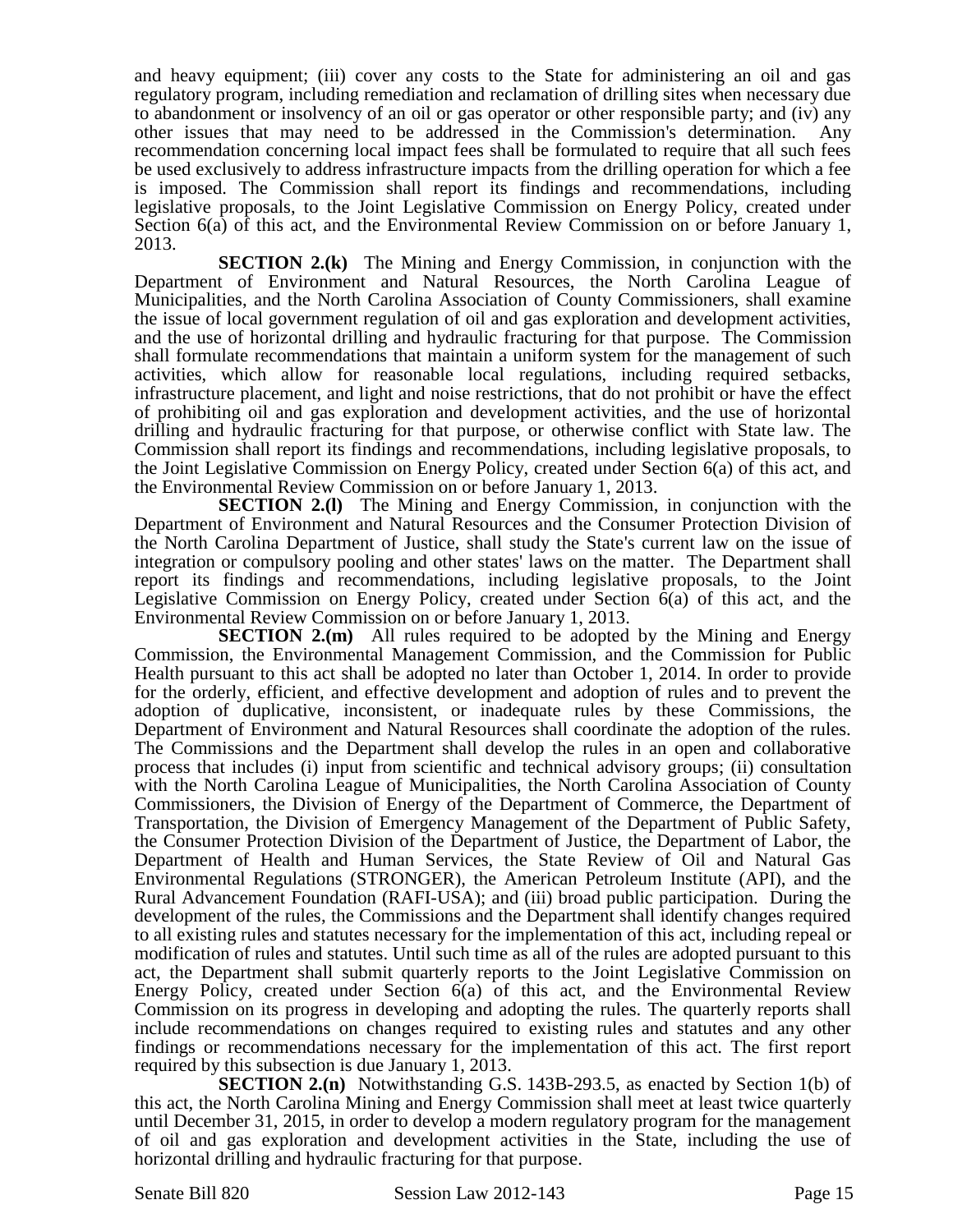and heavy equipment; (iii) cover any costs to the State for administering an oil and gas regulatory program, including remediation and reclamation of drilling sites when necessary due to abandonment or insolvency of an oil or gas operator or other responsible party; and (iv) any other issues that may need to be addressed in the Commission's determination. Any recommendation concerning local impact fees shall be formulated to require that all such fees be used exclusively to address infrastructure impacts from the drilling operation for which a fee is imposed. The Commission shall report its findings and recommendations, including legislative proposals, to the Joint Legislative Commission on Energy Policy, created under Section 6(a) of this act, and the Environmental Review Commission on or before January 1, 2013.

**SECTION 2.(k)** The Mining and Energy Commission, in conjunction with the Department of Environment and Natural Resources, the North Carolina League of Municipalities, and the North Carolina Association of County Commissioners, shall examine the issue of local government regulation of oil and gas exploration and development activities, and the use of horizontal drilling and hydraulic fracturing for that purpose. The Commission shall formulate recommendations that maintain a uniform system for the management of such activities, which allow for reasonable local regulations, including required setbacks, infrastructure placement, and light and noise restrictions, that do not prohibit or have the effect of prohibiting oil and gas exploration and development activities, and the use of horizontal drilling and hydraulic fracturing for that purpose, or otherwise conflict with State law. The Commission shall report its findings and recommendations, including legislative proposals, to the Joint Legislative Commission on Energy Policy, created under Section 6(a) of this act, and the Environmental Review Commission on or before January 1, 2013.

**SECTION 2.(l)** The Mining and Energy Commission, in conjunction with the Department of Environment and Natural Resources and the Consumer Protection Division of the North Carolina Department of Justice, shall study the State's current law on the issue of integration or compulsory pooling and other states' laws on the matter. The Department shall report its findings and recommendations, including legislative proposals, to the Joint Legislative Commission on Energy Policy, created under Section 6(a) of this act, and the Environmental Review Commission on or before January 1, 2013.

**SECTION 2.(m)** All rules required to be adopted by the Mining and Energy Commission, the Environmental Management Commission, and the Commission for Public Health pursuant to this act shall be adopted no later than October 1, 2014. In order to provide for the orderly, efficient, and effective development and adoption of rules and to prevent the adoption of duplicative, inconsistent, or inadequate rules by these Commissions, the Department of Environment and Natural Resources shall coordinate the adoption of the rules. The Commissions and the Department shall develop the rules in an open and collaborative process that includes (i) input from scientific and technical advisory groups; (ii) consultation with the North Carolina League of Municipalities, the North Carolina Association of County Commissioners, the Division of Energy of the Department of Commerce, the Department of Transportation, the Division of Emergency Management of the Department of Public Safety, the Consumer Protection Division of the Department of Justice, the Department of Labor, the Department of Health and Human Services, the State Review of Oil and Natural Gas Environmental Regulations (STRONGER), the American Petroleum Institute (API), and the Rural Advancement Foundation (RAFI-USA); and (iii) broad public participation. During the development of the rules, the Commissions and the Department shall identify changes required to all existing rules and statutes necessary for the implementation of this act, including repeal or modification of rules and statutes. Until such time as all of the rules are adopted pursuant to this act, the Department shall submit quarterly reports to the Joint Legislative Commission on Energy Policy, created under Section 6(a) of this act, and the Environmental Review Commission on its progress in developing and adopting the rules. The quarterly reports shall include recommendations on changes required to existing rules and statutes and any other findings or recommendations necessary for the implementation of this act. The first report required by this subsection is due January 1, 2013.

**SECTION 2.(n)** Notwithstanding G.S. 143B-293.5, as enacted by Section 1(b) of this act, the North Carolina Mining and Energy Commission shall meet at least twice quarterly until December 31, 2015, in order to develop a modern regulatory program for the management of oil and gas exploration and development activities in the State, including the use of horizontal drilling and hydraulic fracturing for that purpose.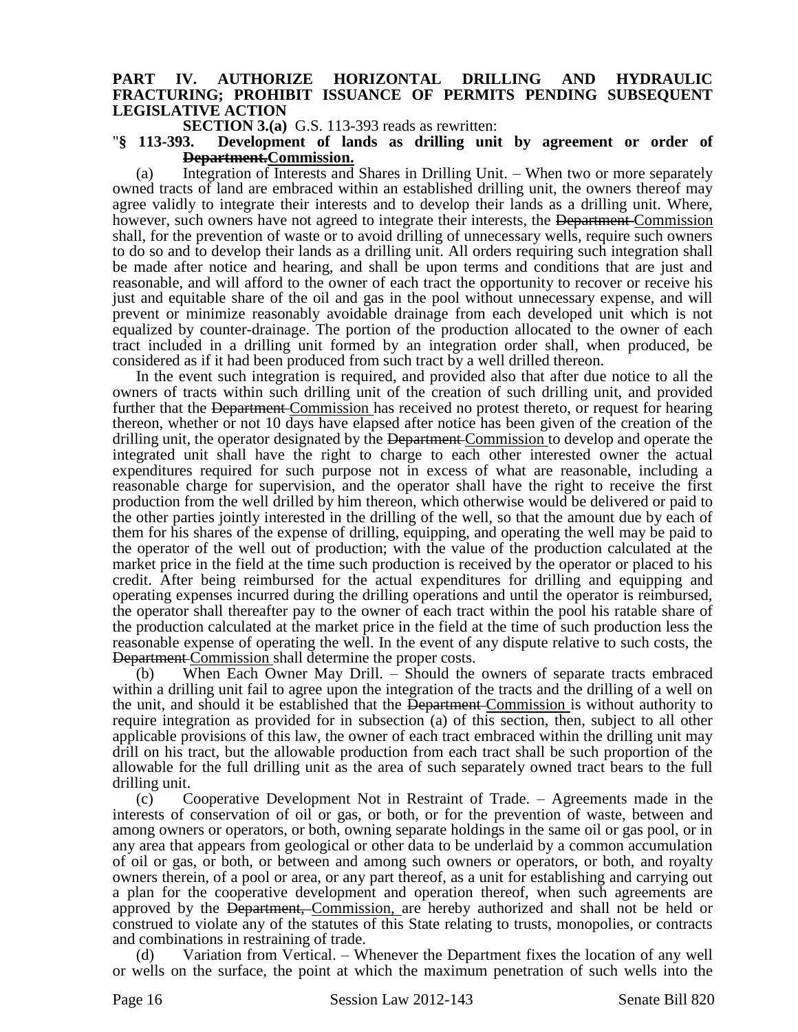**PART IV. AUTHORIZE HORIZONTAL DRILLING AND HYDRAULIC FRACTURING; PROHIBIT ISSUANCE OF PERMITS PENDING SUBSEQUENT LEGISLATIVE ACTION**

**SECTION 3.(a)** G.S. 113-393 reads as rewritten:

"**§ 113-393. Development of lands as drilling unit by agreement or order of ~~Department.~~Commission.**

(a) Integration of Interests and Shares in Drilling Unit. – When two or more separately owned tracts of land are embraced within an established drilling unit, the owners thereof may agree validly to integrate their interests and to develop their lands as a drilling unit. Where, however, such owners have not agreed to integrate their interests, the ~~Department~~ Commission shall, for the prevention of waste or to avoid drilling of unnecessary wells, require such owners to do so and to develop their lands as a drilling unit. All orders requiring such integration shall be made after notice and hearing, and shall be upon terms and conditions that are just and reasonable, and will afford to the owner of each tract the opportunity to recover or receive his just and equitable share of the oil and gas in the pool without unnecessary expense, and will prevent or minimize reasonably avoidable drainage from each developed unit which is not equalized by counter-drainage. The portion of the production allocated to the owner of each tract included in a drilling unit formed by an integration order shall, when produced, be considered as if it had been produced from such tract by a well drilled thereon.

In the event such integration is required, and provided also that after due notice to all the owners of tracts within such drilling unit of the creation of such drilling unit, and provided further that the ~~Department~~ Commission has received no protest thereto, or request for hearing thereon, whether or not 10 days have elapsed after notice has been given of the creation of the drilling unit, the operator designated by the ~~Department~~ Commission to develop and operate the integrated unit shall have the right to charge to each other interested owner the actual expenditures required for such purpose not in excess of what are reasonable, including a reasonable charge for supervision, and the operator shall have the right to receive the first production from the well drilled by him thereon, which otherwise would be delivered or paid to the other parties jointly interested in the drilling of the well, so that the amount due by each of them for his shares of the expense of drilling, equipping, and operating the well may be paid to the operator of the well out of production; with the value of the production calculated at the market price in the field at the time such production is received by the operator or placed to his credit. After being reimbursed for the actual expenditures for drilling and equipping and operating expenses incurred during the drilling operations and until the operator is reimbursed, the operator shall thereafter pay to the owner of each tract within the pool his ratable share of the production calculated at the market price in the field at the time of such production less the reasonable expense of operating the well. In the event of any dispute relative to such costs, the ~~Department~~ Commission shall determine the proper costs.

(b) When Each Owner May Drill. – Should the owners of separate tracts embraced within a drilling unit fail to agree upon the integration of the tracts and the drilling of a well on the unit, and should it be established that the ~~Department~~ Commission is without authority to require integration as provided for in subsection (a) of this section, then, subject to all other applicable provisions of this law, the owner of each tract embraced within the drilling unit may drill on his tract, but the allowable production from each tract shall be such proportion of the allowable for the full drilling unit as the area of such separately owned tract bears to the full drilling unit.

(c) Cooperative Development Not in Restraint of Trade. – Agreements made in the interests of conservation of oil or gas, or both, or for the prevention of waste, between and among owners or operators, or both, owning separate holdings in the same oil or gas pool, or in any area that appears from geological or other data to be underlaid by a common accumulation of oil or gas, or both, or between and among such owners or operators, or both, and royalty owners therein, of a pool or area, or any part thereof, as a unit for establishing and carrying out a plan for the cooperative development and operation thereof, when such agreements are approved by the ~~Department,~~ Commission, are hereby authorized and shall not be held or construed to violate any of the statutes of this State relating to trusts, monopolies, or contracts and combinations in restraining of trade.

(d) Variation from Vertical. – Whenever the Department fixes the location of any well or wells on the surface, the point at which the maximum penetration of such wells into the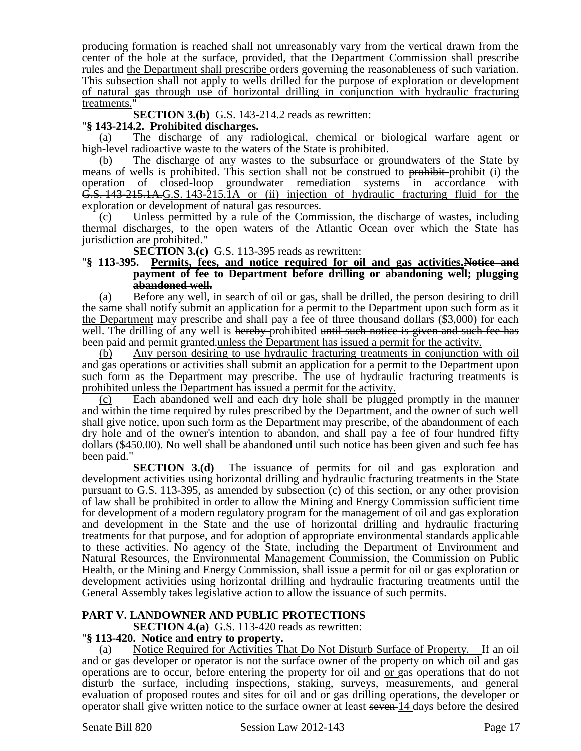producing formation is reached shall not unreasonably vary from the vertical drawn from the center of the hole at the surface, provided, that the ~~Department~~ Commission shall prescribe rules and the Department shall prescribe orders governing the reasonableness of such variation. This subsection shall not apply to wells drilled for the purpose of exploration or development of natural gas through use of horizontal drilling in conjunction with hydraulic fracturing treatments."

**SECTION 3.(b)** G.S. 143-214.2 reads as rewritten:

"**§ 143-214.2. Prohibited discharges.**

(a) The discharge of any radiological, chemical or biological warfare agent or high-level radioactive waste to the waters of the State is prohibited.

(b) The discharge of any wastes to the subsurface or groundwaters of the State by means of wells is prohibited. This section shall not be construed to ~~prohibit~~ prohibit (i) the operation of closed-loop groundwater remediation systems in accordance with ~~G.S. 143-215.1A.~~G.S. 143-215.1A or (ii) injection of hydraulic fracturing fluid for the exploration or development of natural gas resources.

(c) Unless permitted by a rule of the Commission, the discharge of wastes, including thermal discharges, to the open waters of the Atlantic Ocean over which the State has jurisdiction are prohibited."

**SECTION 3.(c)** G.S. 113-395 reads as rewritten:

"**§ 113-395. Permits, fees, and notice required for oil and gas activities.~~Notice and payment of fee to Department before drilling or abandoning well; plugging abandoned well.~~**

(a) Before any well, in search of oil or gas, shall be drilled, the person desiring to drill the same shall ~~notify~~ submit an application for a permit to the Department upon such form as ~~it~~ the Department may prescribe and shall pay a fee of three thousand dollars ($3,000) for each well. The drilling of any well is ~~hereby~~ prohibited ~~until such notice is given and such fee has been paid and permit granted.~~unless the Department has issued a permit for the activity.

(b) Any person desiring to use hydraulic fracturing treatments in conjunction with oil and gas operations or activities shall submit an application for a permit to the Department upon such form as the Department may prescribe. The use of hydraulic fracturing treatments is prohibited unless the Department has issued a permit for the activity.

(c) Each abandoned well and each dry hole shall be plugged promptly in the manner and within the time required by rules prescribed by the Department, and the owner of such well shall give notice, upon such form as the Department may prescribe, of the abandonment of each dry hole and of the owner's intention to abandon, and shall pay a fee of four hundred fifty dollars ($450.00). No well shall be abandoned until such notice has been given and such fee has been paid."

**SECTION 3.(d)** The issuance of permits for oil and gas exploration and development activities using horizontal drilling and hydraulic fracturing treatments in the State pursuant to G.S. 113-395, as amended by subsection (c) of this section, or any other provision of law shall be prohibited in order to allow the Mining and Energy Commission sufficient time for development of a modern regulatory program for the management of oil and gas exploration and development in the State and the use of horizontal drilling and hydraulic fracturing treatments for that purpose, and for adoption of appropriate environmental standards applicable to these activities. No agency of the State, including the Department of Environment and Natural Resources, the Environmental Management Commission, the Commission on Public Health, or the Mining and Energy Commission, shall issue a permit for oil or gas exploration or development activities using horizontal drilling and hydraulic fracturing treatments until the General Assembly takes legislative action to allow the issuance of such permits.

## PART V. LANDOWNER AND PUBLIC PROTECTIONS

**SECTION 4.(a)** G.S. 113-420 reads as rewritten:

"**§ 113-420. Notice and entry to property.**

(a) Notice Required for Activities That Do Not Disturb Surface of Property. – If an oil ~~and~~ or gas developer or operator is not the surface owner of the property on which oil and gas operations are to occur, before entering the property for oil ~~and~~ or gas operations that do not disturb the surface, including inspections, staking, surveys, measurements, and general evaluation of proposed routes and sites for oil ~~and~~ or gas drilling operations, the developer or operator shall give written notice to the surface owner at least ~~seven~~ 14 days before the desired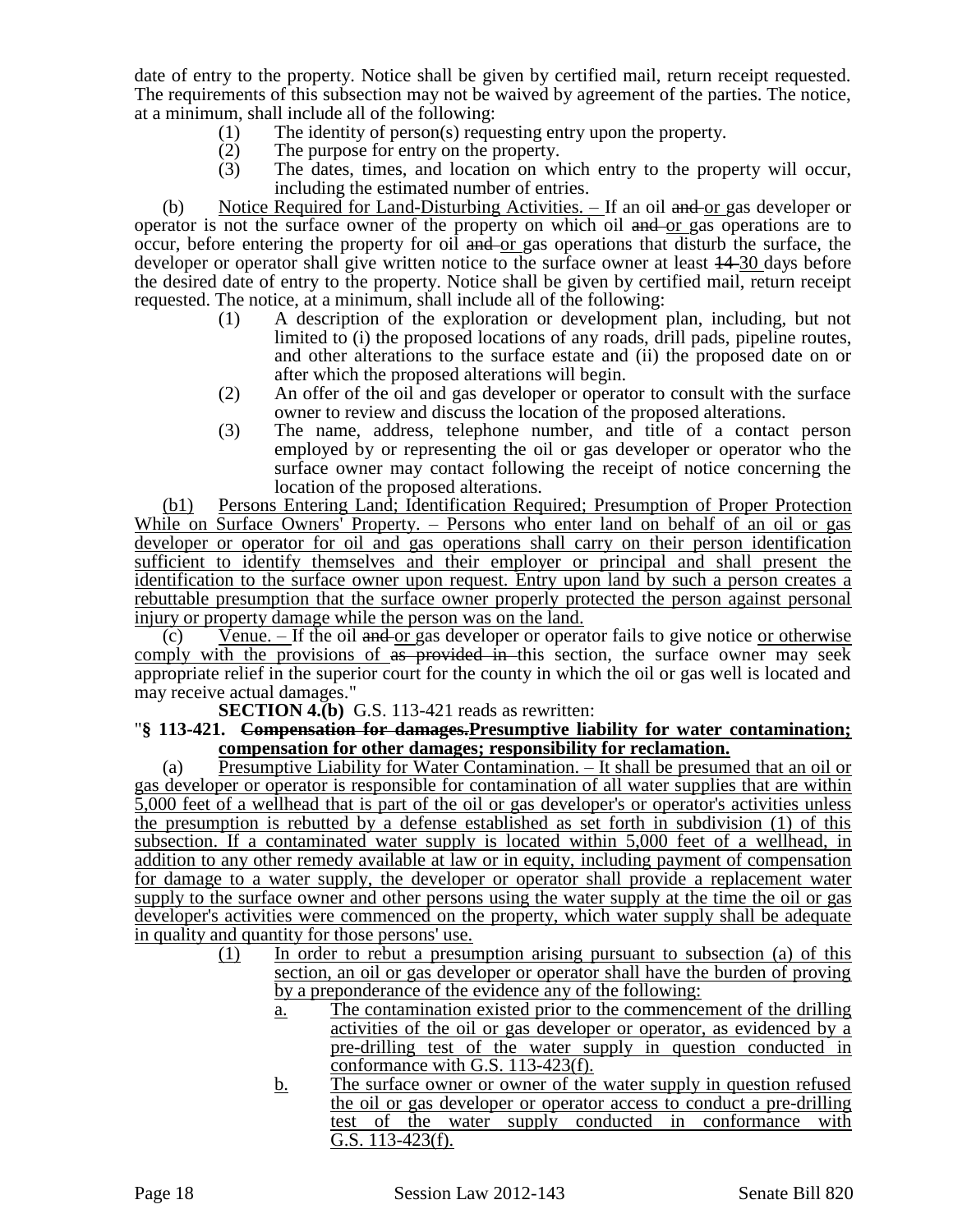date of entry to the property. Notice shall be given by certified mail, return receipt requested. The requirements of this subsection may not be waived by agreement of the parties. The notice, at a minimum, shall include all of the following:

(1) The identity of person(s) requesting entry upon the property.
(2) The purpose for entry on the property.
(3) The dates, times, and location on which entry to the property will occur, including the estimated number of entries.

(b) Notice Required for Land-Disturbing Activities. – If an oil ~~and~~ or gas developer or operator is not the surface owner of the property on which oil ~~and~~ or gas operations are to occur, before entering the property for oil ~~and~~ or gas operations that disturb the surface, the developer or operator shall give written notice to the surface owner at least ~~14~~ 30 days before the desired date of entry to the property. Notice shall be given by certified mail, return receipt requested. The notice, at a minimum, shall include all of the following:

(1) A description of the exploration or development plan, including, but not limited to (i) the proposed locations of any roads, drill pads, pipeline routes, and other alterations to the surface estate and (ii) the proposed date on or after which the proposed alterations will begin.
(2) An offer of the oil and gas developer or operator to consult with the surface owner to review and discuss the location of the proposed alterations.
(3) The name, address, telephone number, and title of a contact person employed by or representing the oil or gas developer or operator who the surface owner may contact following the receipt of notice concerning the location of the proposed alterations.

(b1) Persons Entering Land; Identification Required; Presumption of Proper Protection While on Surface Owners' Property. – Persons who enter land on behalf of an oil or gas developer or operator for oil and gas operations shall carry on their person identification sufficient to identify themselves and their employer or principal and shall present the identification to the surface owner upon request. Entry upon land by such a person creates a rebuttable presumption that the surface owner properly protected the person against personal injury or property damage while the person was on the land.

(c) Venue. – If the oil ~~and~~ or gas developer or operator fails to give notice or otherwise comply with the provisions of ~~as provided in~~ this section, the surface owner may seek appropriate relief in the superior court for the county in which the oil or gas well is located and may receive actual damages."

**SECTION 4.(b)** G.S. 113-421 reads as rewritten:

"**§ 113-421. ~~Compensation for damages.~~ Presumptive liability for water contamination; compensation for other damages; responsibility for reclamation.**

(a) Presumptive Liability for Water Contamination. – It shall be presumed that an oil or gas developer or operator is responsible for contamination of all water supplies that are within 5,000 feet of a wellhead that is part of the oil or gas developer's or operator's activities unless the presumption is rebutted by a defense established as set forth in subdivision (1) of this subsection. If a contaminated water supply is located within 5,000 feet of a wellhead, in addition to any other remedy available at law or in equity, including payment of compensation for damage to a water supply, the developer or operator shall provide a replacement water supply to the surface owner and other persons using the water supply at the time the oil or gas developer's activities were commenced on the property, which water supply shall be adequate in quality and quantity for those persons' use.

(1) In order to rebut a presumption arising pursuant to subsection (a) of this section, an oil or gas developer or operator shall have the burden of proving by a preponderance of the evidence any of the following:
   a. The contamination existed prior to the commencement of the drilling activities of the oil or gas developer or operator, as evidenced by a pre-drilling test of the water supply in question conducted in conformance with G.S. 113-423(f).
   b. The surface owner or owner of the water supply in question refused the oil or gas developer or operator access to conduct a pre-drilling test of the water supply conducted in conformance with G.S. 113-423(f).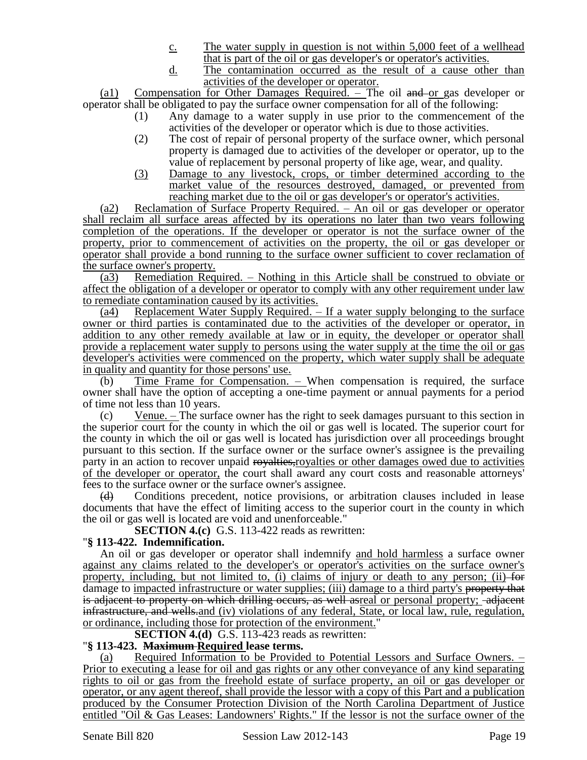c. The water supply in question is not within 5,000 feet of a wellhead that is part of the oil or gas developer's or operator's activities.

d. The contamination occurred as the result of a cause other than activities of the developer or operator.

(a1) Compensation for Other Damages Required. – The oil ~~and~~ or gas developer or operator shall be obligated to pay the surface owner compensation for all of the following:

(1) Any damage to a water supply in use prior to the commencement of the activities of the developer or operator which is due to those activities.

(2) The cost of repair of personal property of the surface owner, which personal property is damaged due to activities of the developer or operator, up to the value of replacement by personal property of like age, wear, and quality.

(3) Damage to any livestock, crops, or timber determined according to the market value of the resources destroyed, damaged, or prevented from reaching market due to the oil or gas developer's or operator's activities.

(a2) Reclamation of Surface Property Required. – An oil or gas developer or operator shall reclaim all surface areas affected by its operations no later than two years following completion of the operations. If the developer or operator is not the surface owner of the property, prior to commencement of activities on the property, the oil or gas developer or operator shall provide a bond running to the surface owner sufficient to cover reclamation of the surface owner's property.

(a3) Remediation Required. – Nothing in this Article shall be construed to obviate or affect the obligation of a developer or operator to comply with any other requirement under law to remediate contamination caused by its activities.

(a4) Replacement Water Supply Required. – If a water supply belonging to the surface owner or third parties is contaminated due to the activities of the developer or operator, in addition to any other remedy available at law or in equity, the developer or operator shall provide a replacement water supply to persons using the water supply at the time the oil or gas developer's activities were commenced on the property, which water supply shall be adequate in quality and quantity for those persons' use.

(b) Time Frame for Compensation. – When compensation is required, the surface owner shall have the option of accepting a one-time payment or annual payments for a period of time not less than 10 years.

(c) Venue. – The surface owner has the right to seek damages pursuant to this section in the superior court for the county in which the oil or gas well is located. The superior court for the county in which the oil or gas well is located has jurisdiction over all proceedings brought pursuant to this section. If the surface owner or the surface owner's assignee is the prevailing party in an action to recover unpaid ~~royalties,~~royalties or other damages owed due to activities of the developer or operator, the court shall award any court costs and reasonable attorneys' fees to the surface owner or the surface owner's assignee.

~~(d)~~ Conditions precedent, notice provisions, or arbitration clauses included in lease documents that have the effect of limiting access to the superior court in the county in which the oil or gas well is located are void and unenforceable."

**SECTION 4.(c)** G.S. 113-422 reads as rewritten:

"**§ 113-422. Indemnification.**

An oil or gas developer or operator shall indemnify and hold harmless a surface owner against any claims related to the developer's or operator's activities on the surface owner's property, including, but not limited to, (i) claims of injury or death to any person; (ii) ~~for~~ damage to impacted infrastructure or water supplies; (iii) damage to a third party's ~~property that is adjacent to property on which drilling occurs, as well as~~real or personal property; ~~adjacent infrastructure, and wells.~~and (iv) violations of any federal, State, or local law, rule, regulation, or ordinance, including those for protection of the environment."

**SECTION 4.(d)** G.S. 113-423 reads as rewritten:

"**§ 113-423. ~~Maximum~~ Required lease terms.**

(a) Required Information to be Provided to Potential Lessors and Surface Owners. – Prior to executing a lease for oil and gas rights or any other conveyance of any kind separating rights to oil or gas from the freehold estate of surface property, an oil or gas developer or operator, or any agent thereof, shall provide the lessor with a copy of this Part and a publication produced by the Consumer Protection Division of the North Carolina Department of Justice entitled "Oil & Gas Leases: Landowners' Rights." If the lessor is not the surface owner of the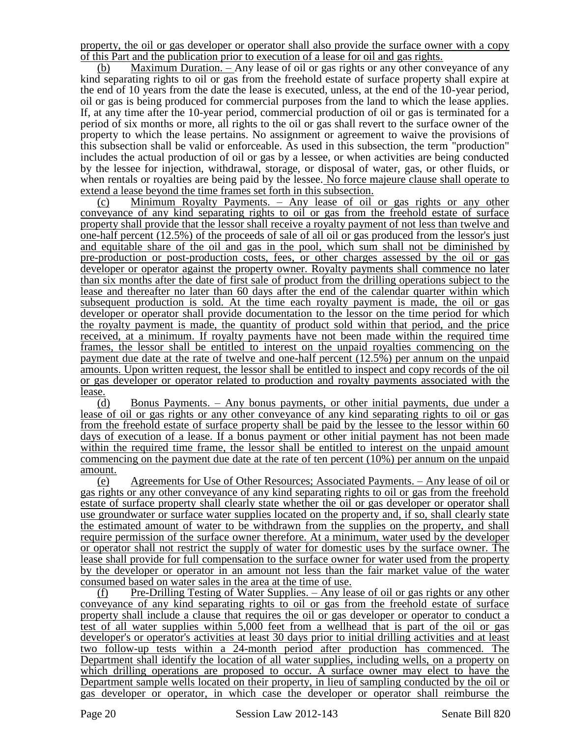property, the oil or gas developer or operator shall also provide the surface owner with a copy of this Part and the publication prior to execution of a lease for oil and gas rights.

(b) Maximum Duration. – Any lease of oil or gas rights or any other conveyance of any kind separating rights to oil or gas from the freehold estate of surface property shall expire at the end of 10 years from the date the lease is executed, unless, at the end of the 10-year period, oil or gas is being produced for commercial purposes from the land to which the lease applies. If, at any time after the 10-year period, commercial production of oil or gas is terminated for a period of six months or more, all rights to the oil or gas shall revert to the surface owner of the property to which the lease pertains. No assignment or agreement to waive the provisions of this subsection shall be valid or enforceable. As used in this subsection, the term "production" includes the actual production of oil or gas by a lessee, or when activities are being conducted by the lessee for injection, withdrawal, storage, or disposal of water, gas, or other fluids, or when rentals or royalties are being paid by the lessee. No force majeure clause shall operate to extend a lease beyond the time frames set forth in this subsection.

(c) Minimum Royalty Payments. – Any lease of oil or gas rights or any other conveyance of any kind separating rights to oil or gas from the freehold estate of surface property shall provide that the lessor shall receive a royalty payment of not less than twelve and one-half percent (12.5%) of the proceeds of sale of all oil or gas produced from the lessor's just and equitable share of the oil and gas in the pool, which sum shall not be diminished by pre-production or post-production costs, fees, or other charges assessed by the oil or gas developer or operator against the property owner. Royalty payments shall commence no later than six months after the date of first sale of product from the drilling operations subject to the lease and thereafter no later than 60 days after the end of the calendar quarter within which subsequent production is sold. At the time each royalty payment is made, the oil or gas developer or operator shall provide documentation to the lessor on the time period for which the royalty payment is made, the quantity of product sold within that period, and the price received, at a minimum. If royalty payments have not been made within the required time frames, the lessor shall be entitled to interest on the unpaid royalties commencing on the payment due date at the rate of twelve and one-half percent (12.5%) per annum on the unpaid amounts. Upon written request, the lessor shall be entitled to inspect and copy records of the oil or gas developer or operator related to production and royalty payments associated with the lease.

(d) Bonus Payments. – Any bonus payments, or other initial payments, due under a lease of oil or gas rights or any other conveyance of any kind separating rights to oil or gas from the freehold estate of surface property shall be paid by the lessee to the lessor within 60 days of execution of a lease. If a bonus payment or other initial payment has not been made within the required time frame, the lessor shall be entitled to interest on the unpaid amount commencing on the payment due date at the rate of ten percent (10%) per annum on the unpaid amount.

(e) Agreements for Use of Other Resources; Associated Payments. – Any lease of oil or gas rights or any other conveyance of any kind separating rights to oil or gas from the freehold estate of surface property shall clearly state whether the oil or gas developer or operator shall use groundwater or surface water supplies located on the property and, if so, shall clearly state the estimated amount of water to be withdrawn from the supplies on the property, and shall require permission of the surface owner therefore. At a minimum, water used by the developer or operator shall not restrict the supply of water for domestic uses by the surface owner. The lease shall provide for full compensation to the surface owner for water used from the property by the developer or operator in an amount not less than the fair market value of the water consumed based on water sales in the area at the time of use.

(f) Pre-Drilling Testing of Water Supplies. – Any lease of oil or gas rights or any other conveyance of any kind separating rights to oil or gas from the freehold estate of surface property shall include a clause that requires the oil or gas developer or operator to conduct a test of all water supplies within 5,000 feet from a wellhead that is part of the oil or gas developer's or operator's activities at least 30 days prior to initial drilling activities and at least two follow-up tests within a 24-month period after production has commenced. The Department shall identify the location of all water supplies, including wells, on a property on which drilling operations are proposed to occur. A surface owner may elect to have the Department sample wells located on their property, in lieu of sampling conducted by the oil or gas developer or operator, in which case the developer or operator shall reimburse the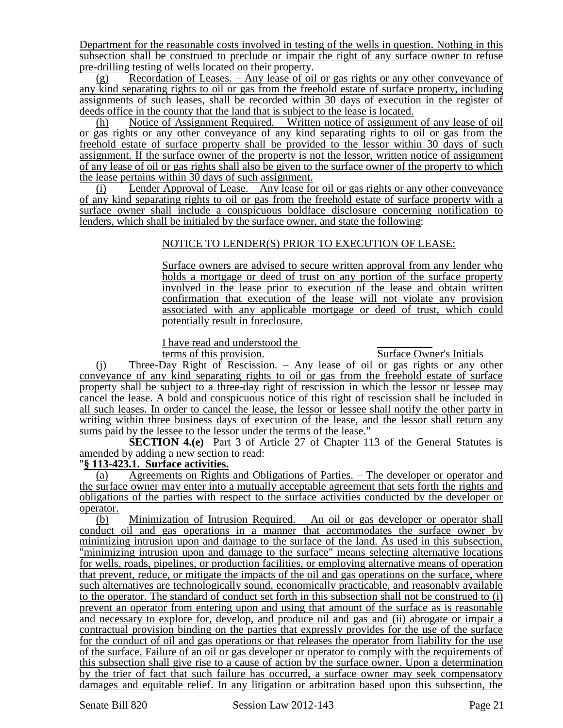Department for the reasonable costs involved in testing of the wells in question. Nothing in this subsection shall be construed to preclude or impair the right of any surface owner to refuse pre-drilling testing of wells located on their property.

(g) Recordation of Leases. – Any lease of oil or gas rights or any other conveyance of any kind separating rights to oil or gas from the freehold estate of surface property, including assignments of such leases, shall be recorded within 30 days of execution in the register of deeds office in the county that the land that is subject to the lease is located.

(h) Notice of Assignment Required. – Written notice of assignment of any lease of oil or gas rights or any other conveyance of any kind separating rights to oil or gas from the freehold estate of surface property shall be provided to the lessor within 30 days of such assignment. If the surface owner of the property is not the lessor, written notice of assignment of any lease of oil or gas rights shall also be given to the surface owner of the property to which the lease pertains within 30 days of such assignment.

(i) Lender Approval of Lease. – Any lease for oil or gas rights or any other conveyance of any kind separating rights to oil or gas from the freehold estate of surface property with a surface owner shall include a conspicuous boldface disclosure concerning notification to lenders, which shall be initialed by the surface owner, and state the following:

NOTICE TO LENDER(S) PRIOR TO EXECUTION OF LEASE:

Surface owners are advised to secure written approval from any lender who holds a mortgage or deed of trust on any portion of the surface property involved in the lease prior to execution of the lease and obtain written confirmation that execution of the lease will not violate any provision associated with any applicable mortgage or deed of trust, which could potentially result in foreclosure.

I have read and understood the terms of this provision. __________ Surface Owner's Initials

(j) Three-Day Right of Rescission. – Any lease of oil or gas rights or any other conveyance of any kind separating rights to oil or gas from the freehold estate of surface property shall be subject to a three-day right of rescission in which the lessor or lessee may cancel the lease. A bold and conspicuous notice of this right of rescission shall be included in all such leases. In order to cancel the lease, the lessor or lessee shall notify the other party in writing within three business days of execution of the lease, and the lessor shall return any sums paid by the lessee to the lessor under the terms of the lease."

**SECTION 4.(e)** Part 3 of Article 27 of Chapter 113 of the General Statutes is amended by adding a new section to read:

"**§ 113-423.1. Surface activities.**

(a) Agreements on Rights and Obligations of Parties. – The developer or operator and the surface owner may enter into a mutually acceptable agreement that sets forth the rights and obligations of the parties with respect to the surface activities conducted by the developer or operator.

(b) Minimization of Intrusion Required. – An oil or gas developer or operator shall conduct oil and gas operations in a manner that accommodates the surface owner by minimizing intrusion upon and damage to the surface of the land. As used in this subsection, "minimizing intrusion upon and damage to the surface" means selecting alternative locations for wells, roads, pipelines, or production facilities, or employing alternative means of operation that prevent, reduce, or mitigate the impacts of the oil and gas operations on the surface, where such alternatives are technologically sound, economically practicable, and reasonably available to the operator. The standard of conduct set forth in this subsection shall not be construed to (i) prevent an operator from entering upon and using that amount of the surface as is reasonable and necessary to explore for, develop, and produce oil and gas and (ii) abrogate or impair a contractual provision binding on the parties that expressly provides for the use of the surface for the conduct of oil and gas operations or that releases the operator from liability for the use of the surface. Failure of an oil or gas developer or operator to comply with the requirements of this subsection shall give rise to a cause of action by the surface owner. Upon a determination by the trier of fact that such failure has occurred, a surface owner may seek compensatory damages and equitable relief. In any litigation or arbitration based upon this subsection, the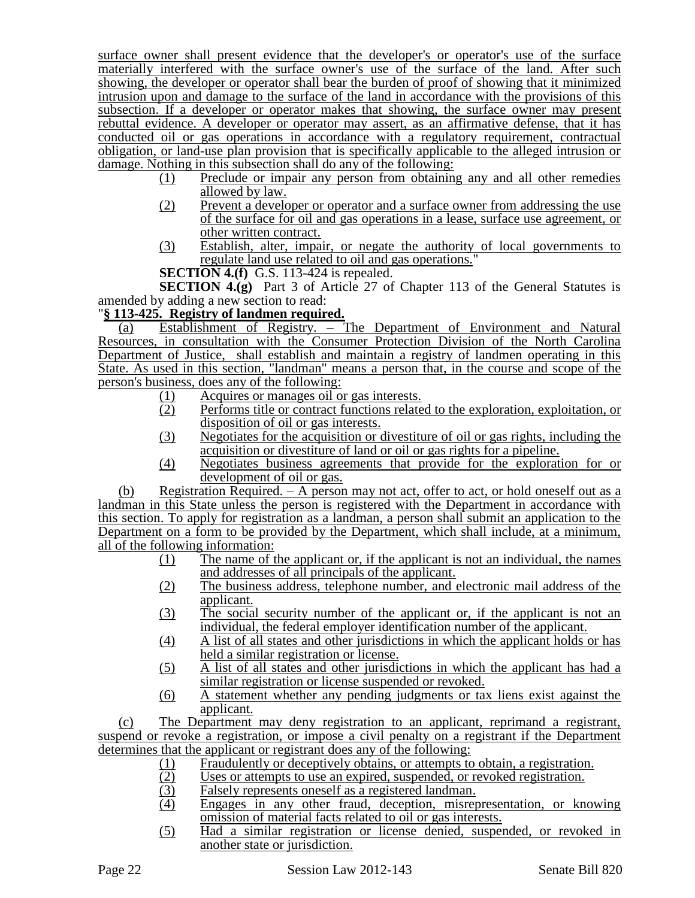surface owner shall present evidence that the developer's or operator's use of the surface materially interfered with the surface owner's use of the surface of the land. After such showing, the developer or operator shall bear the burden of proof of showing that it minimized intrusion upon and damage to the surface of the land in accordance with the provisions of this subsection. If a developer or operator makes that showing, the surface owner may present rebuttal evidence. A developer or operator may assert, as an affirmative defense, that it has conducted oil or gas operations in accordance with a regulatory requirement, contractual obligation, or land-use plan provision that is specifically applicable to the alleged intrusion or damage. Nothing in this subsection shall do any of the following:

(1) Preclude or impair any person from obtaining any and all other remedies allowed by law.
(2) Prevent a developer or operator and a surface owner from addressing the use of the surface for oil and gas operations in a lease, surface use agreement, or other written contract.
(3) Establish, alter, impair, or negate the authority of local governments to regulate land use related to oil and gas operations."

**SECTION 4.(f)** G.S. 113-424 is repealed.

**SECTION 4.(g)** Part 3 of Article 27 of Chapter 113 of the General Statutes is amended by adding a new section to read:

"**§ 113-425. Registry of landmen required.**

(a) Establishment of Registry. – The Department of Environment and Natural Resources, in consultation with the Consumer Protection Division of the North Carolina Department of Justice, shall establish and maintain a registry of landmen operating in this State. As used in this section, "landman" means a person that, in the course and scope of the person's business, does any of the following:

(1) Acquires or manages oil or gas interests.
(2) Performs title or contract functions related to the exploration, exploitation, or disposition of oil or gas interests.
(3) Negotiates for the acquisition or divestiture of oil or gas rights, including the acquisition or divestiture of land or oil or gas rights for a pipeline.
(4) Negotiates business agreements that provide for the exploration for or development of oil or gas.

(b) Registration Required. – A person may not act, offer to act, or hold oneself out as a landman in this State unless the person is registered with the Department in accordance with this section. To apply for registration as a landman, a person shall submit an application to the Department on a form to be provided by the Department, which shall include, at a minimum, all of the following information:

(1) The name of the applicant or, if the applicant is not an individual, the names and addresses of all principals of the applicant.
(2) The business address, telephone number, and electronic mail address of the applicant.
(3) The social security number of the applicant or, if the applicant is not an individual, the federal employer identification number of the applicant.
(4) A list of all states and other jurisdictions in which the applicant holds or has held a similar registration or license.
(5) A list of all states and other jurisdictions in which the applicant has had a similar registration or license suspended or revoked.
(6) A statement whether any pending judgments or tax liens exist against the applicant.

(c) The Department may deny registration to an applicant, reprimand a registrant, suspend or revoke a registration, or impose a civil penalty on a registrant if the Department determines that the applicant or registrant does any of the following:

(1) Fraudulently or deceptively obtains, or attempts to obtain, a registration.
(2) Uses or attempts to use an expired, suspended, or revoked registration.
(3) Falsely represents oneself as a registered landman.
(4) Engages in any other fraud, deception, misrepresentation, or knowing omission of material facts related to oil or gas interests.
(5) Had a similar registration or license denied, suspended, or revoked in another state or jurisdiction.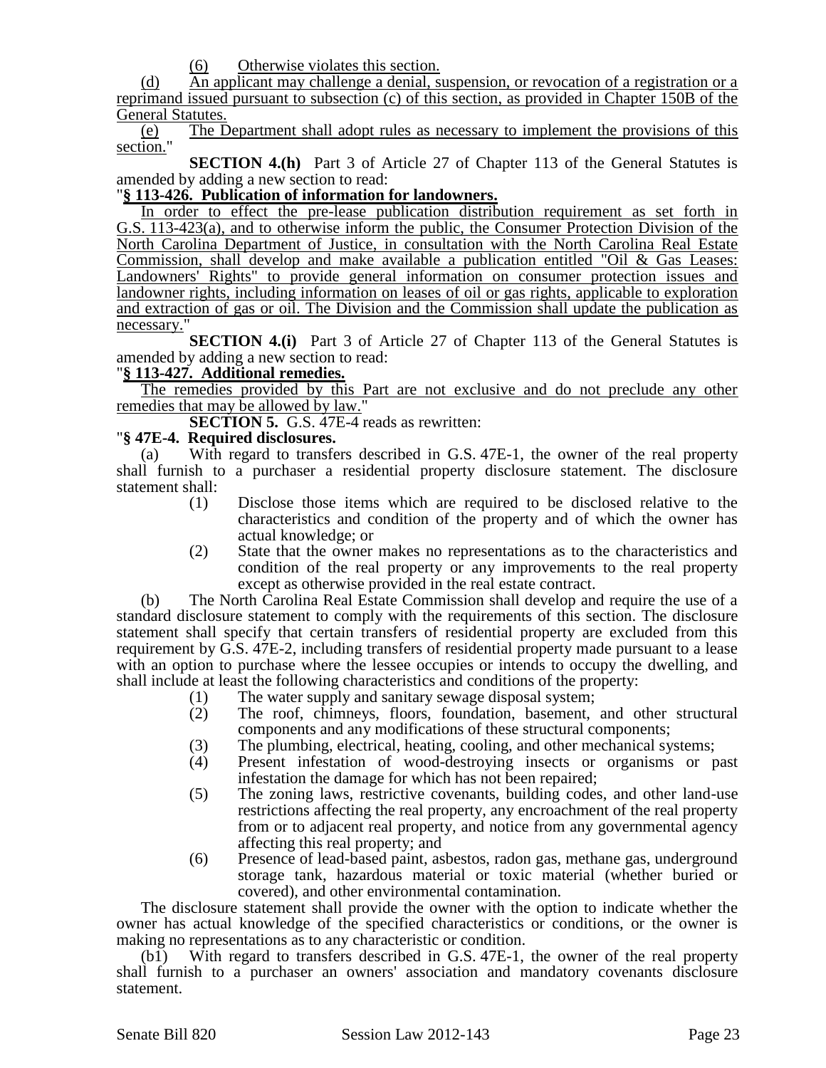(6) Otherwise violates this section.

(d) An applicant may challenge a denial, suspension, or revocation of a registration or a reprimand issued pursuant to subsection (c) of this section, as provided in Chapter 150B of the General Statutes.

(e) The Department shall adopt rules as necessary to implement the provisions of this section."

**SECTION 4.(h)** Part 3 of Article 27 of Chapter 113 of the General Statutes is amended by adding a new section to read:

"**§ 113-426. Publication of information for landowners.**

In order to effect the pre-lease publication distribution requirement as set forth in G.S. 113-423(a), and to otherwise inform the public, the Consumer Protection Division of the North Carolina Department of Justice, in consultation with the North Carolina Real Estate Commission, shall develop and make available a publication entitled "Oil & Gas Leases: Landowners' Rights" to provide general information on consumer protection issues and landowner rights, including information on leases of oil or gas rights, applicable to exploration and extraction of gas or oil. The Division and the Commission shall update the publication as necessary."

**SECTION 4.(i)** Part 3 of Article 27 of Chapter 113 of the General Statutes is amended by adding a new section to read:

"**§ 113-427. Additional remedies.**

The remedies provided by this Part are not exclusive and do not preclude any other remedies that may be allowed by law."

**SECTION 5.** G.S. 47E-4 reads as rewritten:

"**§ 47E-4. Required disclosures.**

(a) With regard to transfers described in G.S. 47E-1, the owner of the real property shall furnish to a purchaser a residential property disclosure statement. The disclosure statement shall:

(1) Disclose those items which are required to be disclosed relative to the characteristics and condition of the property and of which the owner has actual knowledge; or

(2) State that the owner makes no representations as to the characteristics and condition of the real property or any improvements to the real property except as otherwise provided in the real estate contract.

(b) The North Carolina Real Estate Commission shall develop and require the use of a standard disclosure statement to comply with the requirements of this section. The disclosure statement shall specify that certain transfers of residential property are excluded from this requirement by G.S. 47E-2, including transfers of residential property made pursuant to a lease with an option to purchase where the lessee occupies or intends to occupy the dwelling, and shall include at least the following characteristics and conditions of the property:

(1) The water supply and sanitary sewage disposal system;

(2) The roof, chimneys, floors, foundation, basement, and other structural components and any modifications of these structural components;

(3) The plumbing, electrical, heating, cooling, and other mechanical systems;

(4) Present infestation of wood-destroying insects or organisms or past infestation the damage for which has not been repaired;

(5) The zoning laws, restrictive covenants, building codes, and other land-use restrictions affecting the real property, any encroachment of the real property from or to adjacent real property, and notice from any governmental agency affecting this real property; and

(6) Presence of lead-based paint, asbestos, radon gas, methane gas, underground storage tank, hazardous material or toxic material (whether buried or covered), and other environmental contamination.

The disclosure statement shall provide the owner with the option to indicate whether the owner has actual knowledge of the specified characteristics or conditions, or the owner is making no representations as to any characteristic or condition.

(b1) With regard to transfers described in G.S. 47E-1, the owner of the real property shall furnish to a purchaser an owners' association and mandatory covenants disclosure statement.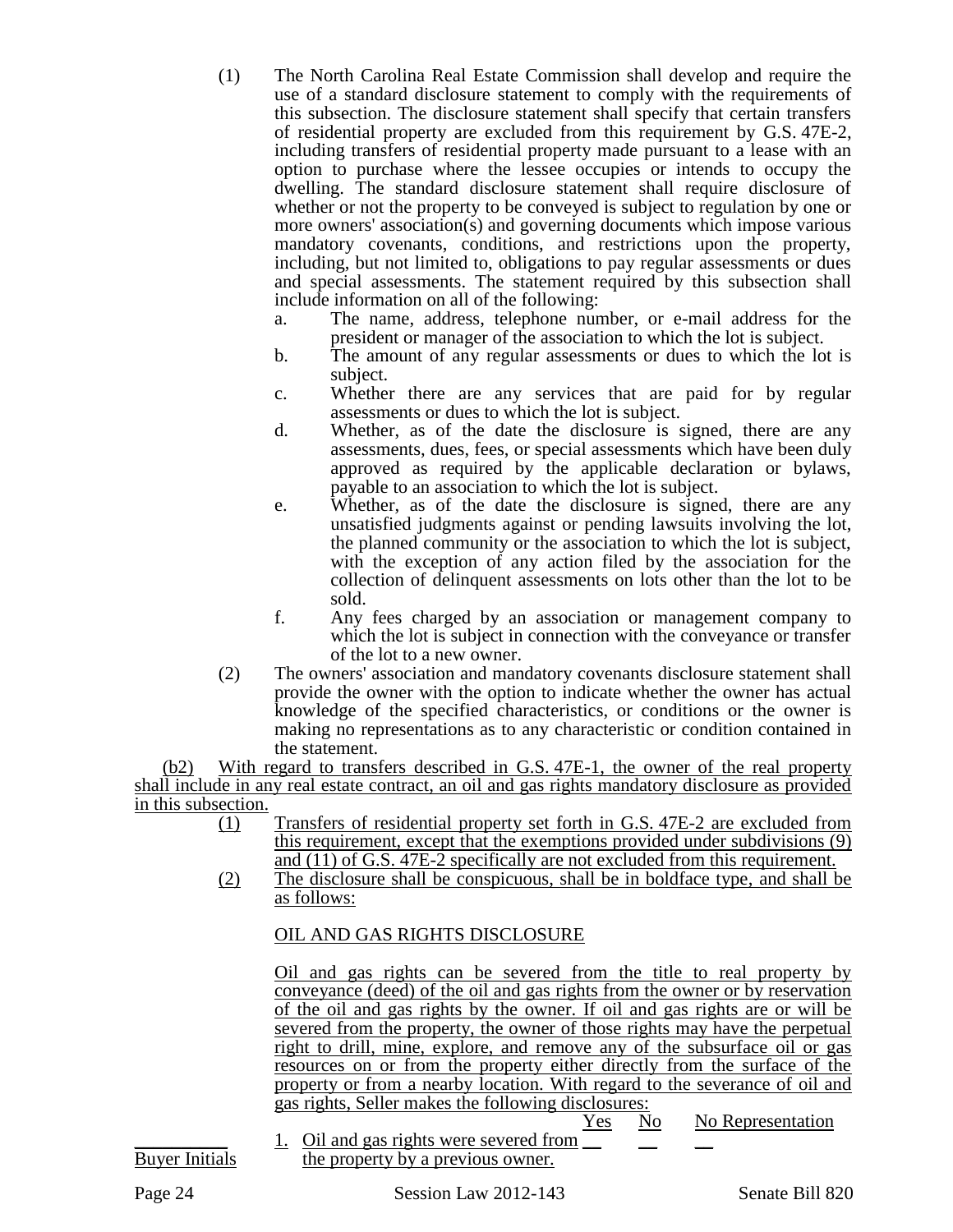(1) The North Carolina Real Estate Commission shall develop and require the use of a standard disclosure statement to comply with the requirements of this subsection. The disclosure statement shall specify that certain transfers of residential property are excluded from this requirement by G.S. 47E-2, including transfers of residential property made pursuant to a lease with an option to purchase where the lessee occupies or intends to occupy the dwelling. The standard disclosure statement shall require disclosure of whether or not the property to be conveyed is subject to regulation by one or more owners' association(s) and governing documents which impose various mandatory covenants, conditions, and restrictions upon the property, including, but not limited to, obligations to pay regular assessments or dues and special assessments. The statement required by this subsection shall include information on all of the following:

a. The name, address, telephone number, or e-mail address for the president or manager of the association to which the lot is subject.
b. The amount of any regular assessments or dues to which the lot is subject.
c. Whether there are any services that are paid for by regular assessments or dues to which the lot is subject.
d. Whether, as of the date the disclosure is signed, there are any assessments, dues, fees, or special assessments which have been duly approved as required by the applicable declaration or bylaws, payable to an association to which the lot is subject.
e. Whether, as of the date the disclosure is signed, there are any unsatisfied judgments against or pending lawsuits involving the lot, the planned community or the association to which the lot is subject, with the exception of any action filed by the association for the collection of delinquent assessments on lots other than the lot to be sold.
f. Any fees charged by an association or management company to which the lot is subject in connection with the conveyance or transfer of the lot to a new owner.

(2) The owners' association and mandatory covenants disclosure statement shall provide the owner with the option to indicate whether the owner has actual knowledge of the specified characteristics, or conditions or the owner is making no representations as to any characteristic or condition contained in the statement.

(b2) With regard to transfers described in G.S. 47E-1, the owner of the real property shall include in any real estate contract, an oil and gas rights mandatory disclosure as provided in this subsection.

(1) Transfers of residential property set forth in G.S. 47E-2 are excluded from this requirement, except that the exemptions provided under subdivisions (9) and (11) of G.S. 47E-2 specifically are not excluded from this requirement.

(2) The disclosure shall be conspicuous, shall be in boldface type, and shall be as follows:

OIL AND GAS RIGHTS DISCLOSURE

Oil and gas rights can be severed from the title to real property by conveyance (deed) of the oil and gas rights from the owner or by reservation of the oil and gas rights by the owner. If oil and gas rights are or will be severed from the property, the owner of those rights may have the perpetual right to drill, mine, explore, and remove any of the subsurface oil or gas resources on or from the property either directly from the surface of the property or from a nearby location. With regard to the severance of oil and gas rights, Seller makes the following disclosures:

| | | Yes | No | No Representation |
|---|---|---|---|---|
| ________ Buyer Initials | 1. Oil and gas rights were severed from the property by a previous owner. | __ | __ | __ |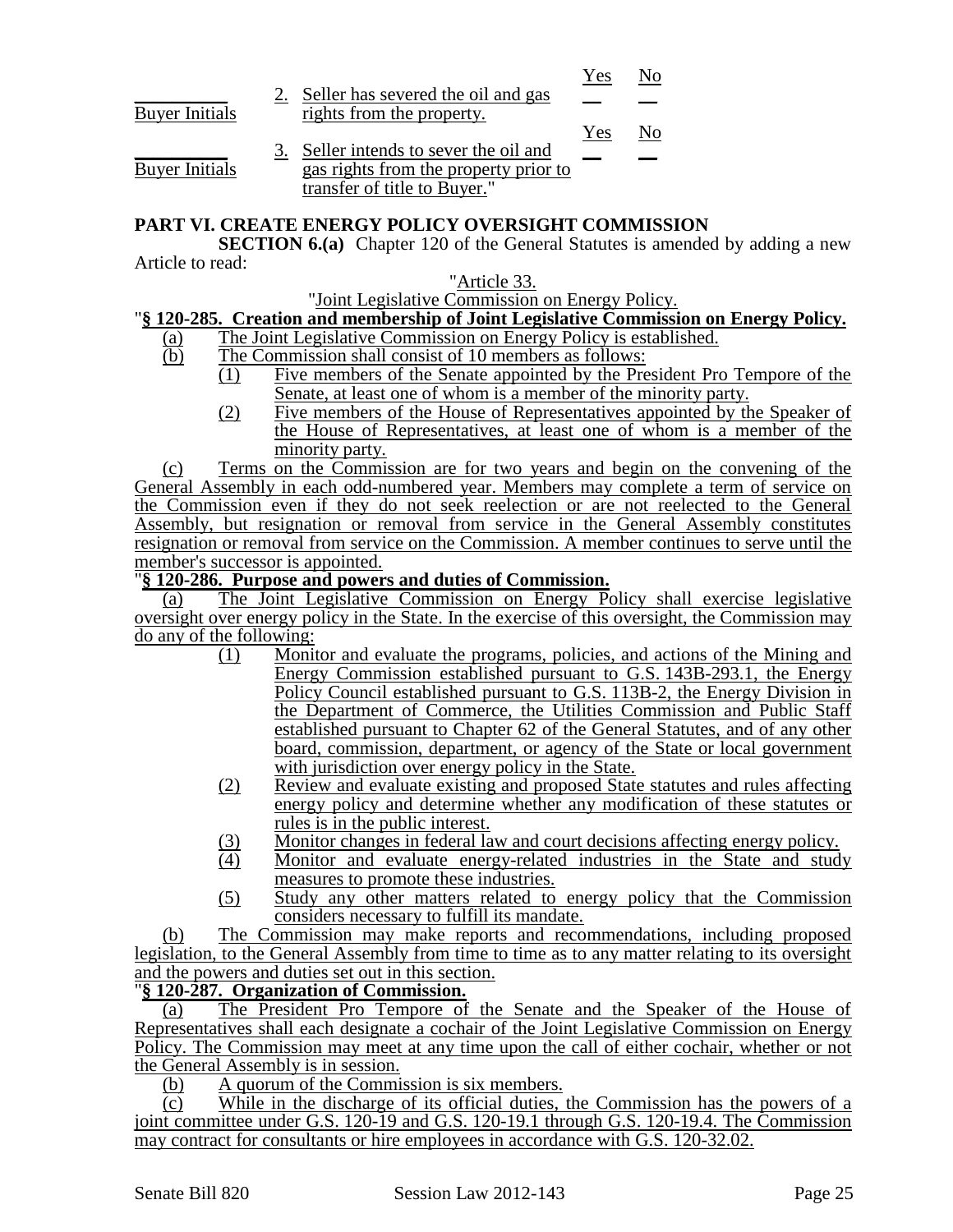| | | Yes | No |
|---|---|---|---|
| __________ Buyer Initials | 2. Seller has severed the oil and gas rights from the property. | __ | __ |
| | | Yes | No |
| __________ Buyer Initials | 3. Seller intends to sever the oil and gas rights from the property prior to transfer of title to Buyer." | __ | __ |

## PART VI. CREATE ENERGY POLICY OVERSIGHT COMMISSION

**SECTION 6.(a)** Chapter 120 of the General Statutes is amended by adding a new Article to read:

"Article 33.

"Joint Legislative Commission on Energy Policy.

"**§ 120-285. Creation and membership of Joint Legislative Commission on Energy Policy.**

(a) The Joint Legislative Commission on Energy Policy is established.

(b) The Commission shall consist of 10 members as follows:

(1) Five members of the Senate appointed by the President Pro Tempore of the Senate, at least one of whom is a member of the minority party.

(2) Five members of the House of Representatives appointed by the Speaker of the House of Representatives, at least one of whom is a member of the minority party.

(c) Terms on the Commission are for two years and begin on the convening of the General Assembly in each odd-numbered year. Members may complete a term of service on the Commission even if they do not seek reelection or are not reelected to the General Assembly, but resignation or removal from service in the General Assembly constitutes resignation or removal from service on the Commission. A member continues to serve until the member's successor is appointed.

"**§ 120-286. Purpose and powers and duties of Commission.**

(a) The Joint Legislative Commission on Energy Policy shall exercise legislative oversight over energy policy in the State. In the exercise of this oversight, the Commission may do any of the following:

(1) Monitor and evaluate the programs, policies, and actions of the Mining and Energy Commission established pursuant to G.S. 143B-293.1, the Energy Policy Council established pursuant to G.S. 113B-2, the Energy Division in the Department of Commerce, the Utilities Commission and Public Staff established pursuant to Chapter 62 of the General Statutes, and of any other board, commission, department, or agency of the State or local government with jurisdiction over energy policy in the State.

(2) Review and evaluate existing and proposed State statutes and rules affecting energy policy and determine whether any modification of these statutes or rules is in the public interest.

(3) Monitor changes in federal law and court decisions affecting energy policy.

(4) Monitor and evaluate energy-related industries in the State and study measures to promote these industries.

(5) Study any other matters related to energy policy that the Commission considers necessary to fulfill its mandate.

(b) The Commission may make reports and recommendations, including proposed legislation, to the General Assembly from time to time as to any matter relating to its oversight and the powers and duties set out in this section.

"**§ 120-287. Organization of Commission.**

(a) The President Pro Tempore of the Senate and the Speaker of the House of Representatives shall each designate a cochair of the Joint Legislative Commission on Energy Policy. The Commission may meet at any time upon the call of either cochair, whether or not the General Assembly is in session.

(b) A quorum of the Commission is six members.

(c) While in the discharge of its official duties, the Commission has the powers of a joint committee under G.S. 120-19 and G.S. 120-19.1 through G.S. 120-19.4. The Commission may contract for consultants or hire employees in accordance with G.S. 120-32.02.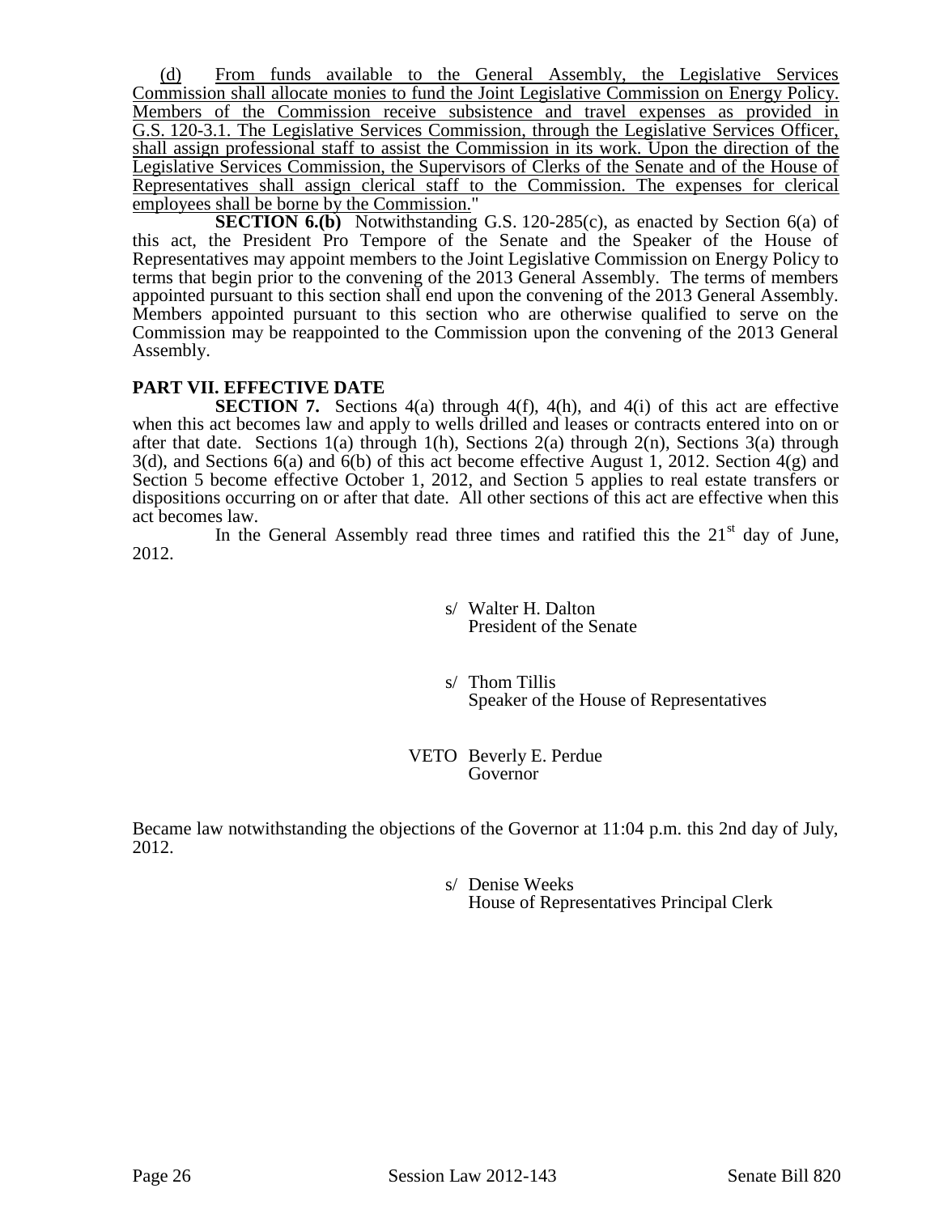(d) From funds available to the General Assembly, the Legislative Services Commission shall allocate monies to fund the Joint Legislative Commission on Energy Policy. Members of the Commission receive subsistence and travel expenses as provided in G.S. 120-3.1. The Legislative Services Commission, through the Legislative Services Officer, shall assign professional staff to assist the Commission in its work. Upon the direction of the Legislative Services Commission, the Supervisors of Clerks of the Senate and of the House of Representatives shall assign clerical staff to the Commission. The expenses for clerical employees shall be borne by the Commission."

**SECTION 6.(b)** Notwithstanding G.S. 120-285(c), as enacted by Section 6(a) of this act, the President Pro Tempore of the Senate and the Speaker of the House of Representatives may appoint members to the Joint Legislative Commission on Energy Policy to terms that begin prior to the convening of the 2013 General Assembly. The terms of members appointed pursuant to this section shall end upon the convening of the 2013 General Assembly. Members appointed pursuant to this section who are otherwise qualified to serve on the Commission may be reappointed to the Commission upon the convening of the 2013 General Assembly.

**PART VII. EFFECTIVE DATE**

**SECTION 7.** Sections 4(a) through 4(f), 4(h), and 4(i) of this act are effective when this act becomes law and apply to wells drilled and leases or contracts entered into on or after that date. Sections 1(a) through 1(h), Sections 2(a) through 2(n), Sections 3(a) through 3(d), and Sections 6(a) and 6(b) of this act become effective August 1, 2012. Section 4(g) and Section 5 become effective October 1, 2012, and Section 5 applies to real estate transfers or dispositions occurring on or after that date. All other sections of this act are effective when this act becomes law.

In the General Assembly read three times and ratified this the 21st day of June, 2012.

s/ Walter H. Dalton
President of the Senate

s/ Thom Tillis
Speaker of the House of Representatives

VETO Beverly E. Perdue
Governor

Became law notwithstanding the objections of the Governor at 11:04 p.m. this 2nd day of July, 2012.

s/ Denise Weeks
House of Representatives Principal Clerk